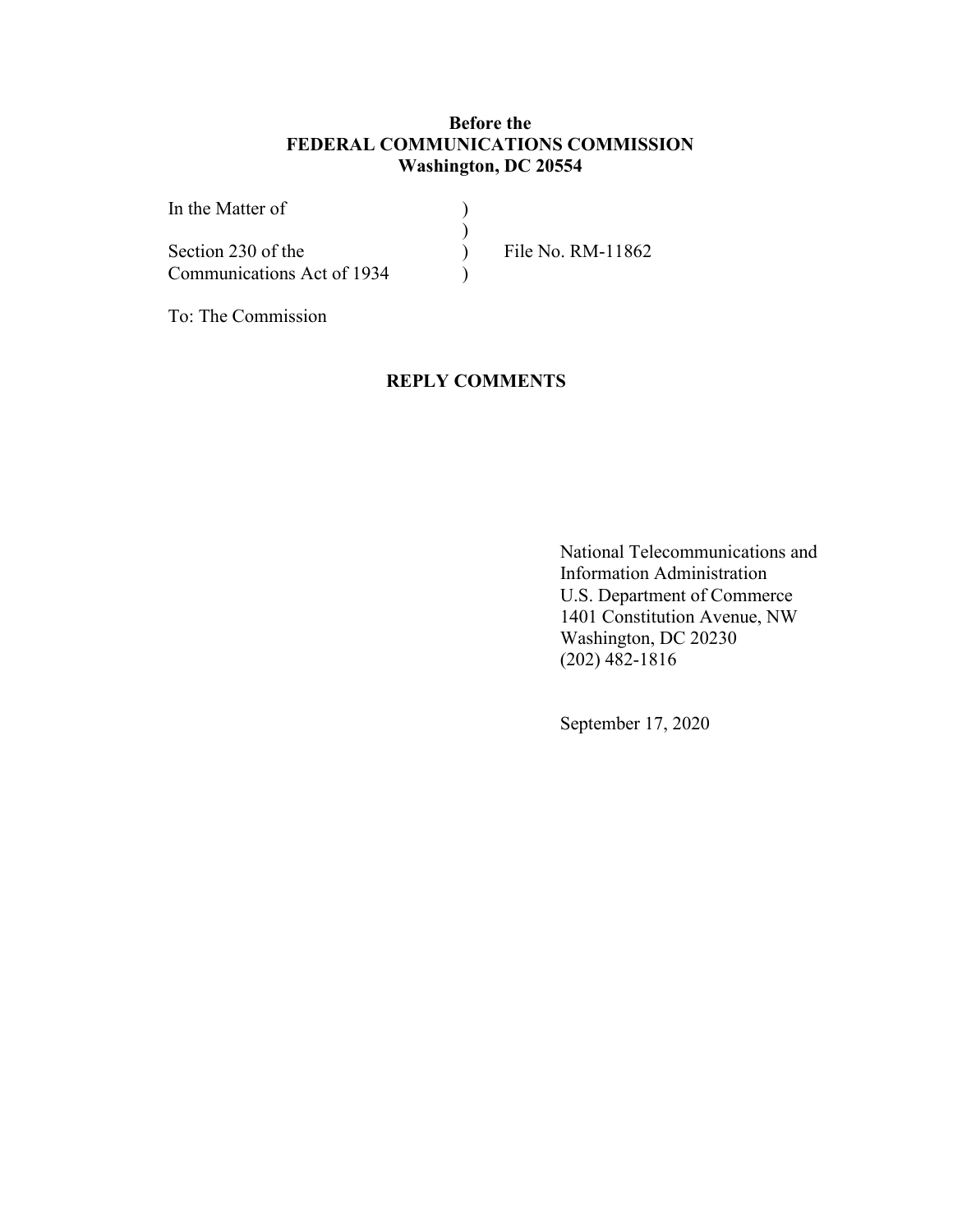**Before the**
**FEDERAL COMMUNICATIONS COMMISSION**
**Washington, DC 20554**

| | | |
|---|---|---|
| In the Matter of | ) | |
| | ) | |
| Section 230 of the Communications Act of 1934 | ) | File No. RM-11862 |
| | ) | |

To: The Commission

## REPLY COMMENTS

National Telecommunications and Information Administration
U.S. Department of Commerce
1401 Constitution Avenue, NW
Washington, DC 20230
(202) 482-1816

September 17, 2020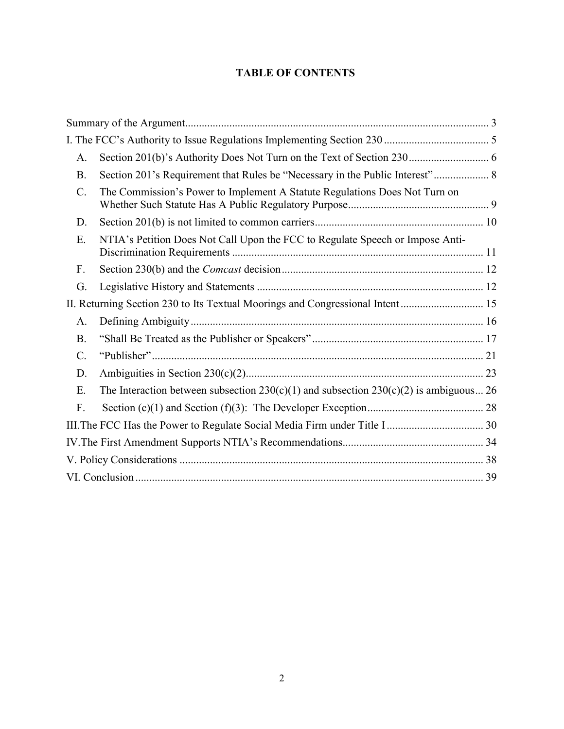# TABLE OF CONTENTS

Summary of the Argument ..... 3

I. The FCC's Authority to Issue Regulations Implementing Section 230 ..... 5

- A. Section 201(b)'s Authority Does Not Turn on the Text of Section 230 ..... 6
- B. Section 201's Requirement that Rules be "Necessary in the Public Interest" ..... 8
- C. The Commission's Power to Implement A Statute Regulations Does Not Turn on Whether Such Statute Has A Public Regulatory Purpose ..... 9
- D. Section 201(b) is not limited to common carriers ..... 10
- E. NTIA's Petition Does Not Call Upon the FCC to Regulate Speech or Impose Anti-Discrimination Requirements ..... 11
- F. Section 230(b) and the *Comcast* decision ..... 12
- G. Legislative History and Statements ..... 12

II. Returning Section 230 to Its Textual Moorings and Congressional Intent ..... 15

- A. Defining Ambiguity ..... 16
- B. "Shall Be Treated as the Publisher or Speakers" ..... 17
- C. "Publisher" ..... 21
- D. Ambiguities in Section 230(c)(2) ..... 23
- E. The Interaction between subsection 230(c)(1) and subsection 230(c)(2) is ambiguous ..... 26
- F. Section (c)(1) and Section (f)(3): The Developer Exception ..... 28

III. The FCC Has the Power to Regulate Social Media Firm under Title I ..... 30

IV. The First Amendment Supports NTIA's Recommendations ..... 34

V. Policy Considerations ..... 38

VI. Conclusion ..... 39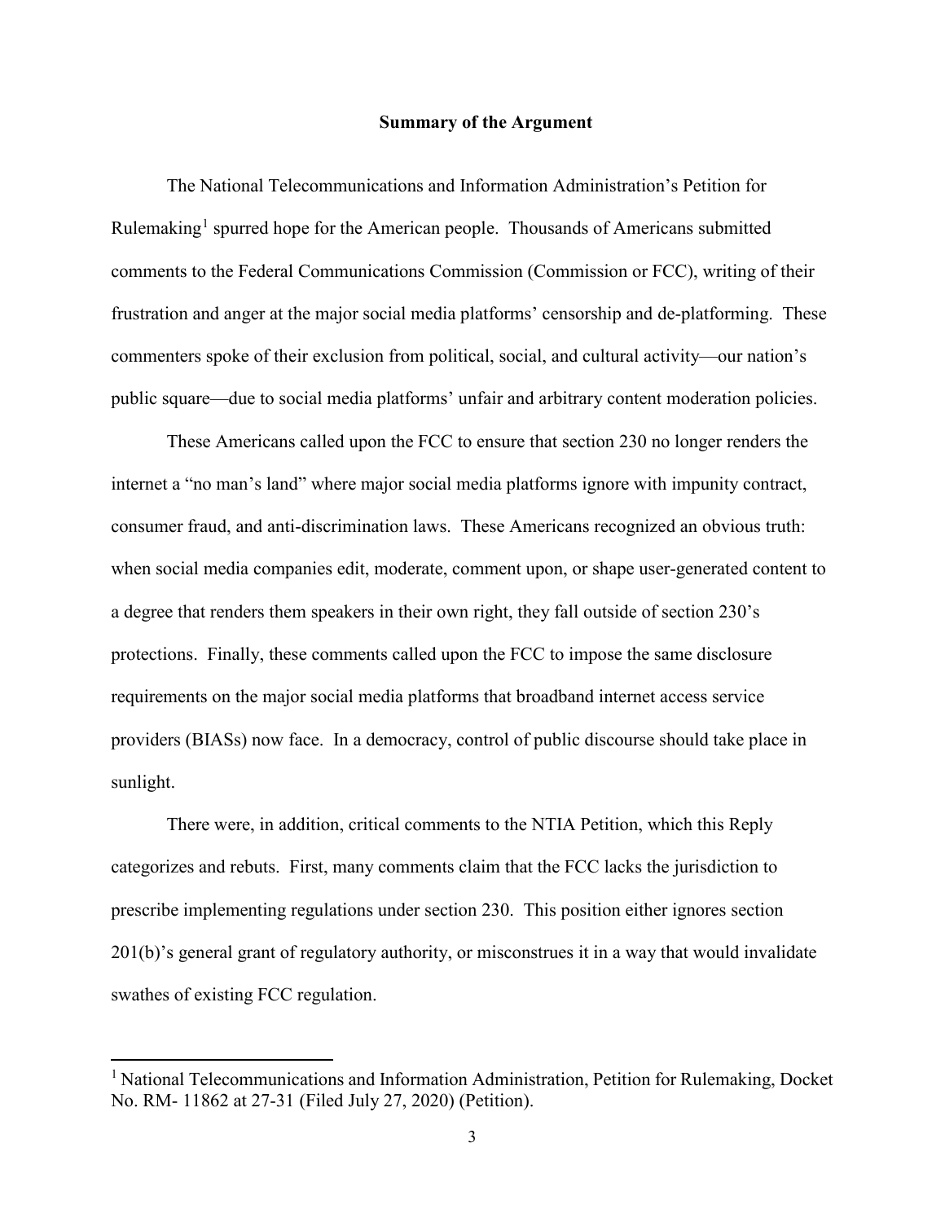## Summary of the Argument

The National Telecommunications and Information Administration's Petition for Rulemaking[1] spurred hope for the American people. Thousands of Americans submitted comments to the Federal Communications Commission (Commission or FCC), writing of their frustration and anger at the major social media platforms' censorship and de-platforming. These commenters spoke of their exclusion from political, social, and cultural activity—our nation's public square—due to social media platforms' unfair and arbitrary content moderation policies.

These Americans called upon the FCC to ensure that section 230 no longer renders the internet a "no man's land" where major social media platforms ignore with impunity contract, consumer fraud, and anti-discrimination laws. These Americans recognized an obvious truth: when social media companies edit, moderate, comment upon, or shape user-generated content to a degree that renders them speakers in their own right, they fall outside of section 230's protections. Finally, these comments called upon the FCC to impose the same disclosure requirements on the major social media platforms that broadband internet access service providers (BIASs) now face. In a democracy, control of public discourse should take place in sunlight.

There were, in addition, critical comments to the NTIA Petition, which this Reply categorizes and rebuts. First, many comments claim that the FCC lacks the jurisdiction to prescribe implementing regulations under section 230. This position either ignores section 201(b)'s general grant of regulatory authority, or misconstrues it in a way that would invalidate swathes of existing FCC regulation.

---

[1] National Telecommunications and Information Administration, Petition for Rulemaking, Docket No. RM- 11862 at 27-31 (Filed July 27, 2020) (Petition).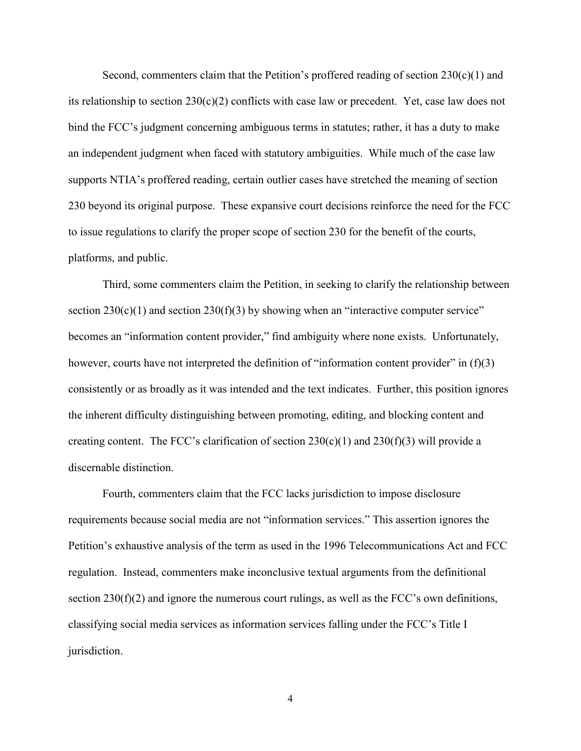Second, commenters claim that the Petition's proffered reading of section 230(c)(1) and its relationship to section 230(c)(2) conflicts with case law or precedent. Yet, case law does not bind the FCC's judgment concerning ambiguous terms in statutes; rather, it has a duty to make an independent judgment when faced with statutory ambiguities. While much of the case law supports NTIA's proffered reading, certain outlier cases have stretched the meaning of section 230 beyond its original purpose. These expansive court decisions reinforce the need for the FCC to issue regulations to clarify the proper scope of section 230 for the benefit of the courts, platforms, and public.

Third, some commenters claim the Petition, in seeking to clarify the relationship between section 230(c)(1) and section 230(f)(3) by showing when an "interactive computer service" becomes an "information content provider," find ambiguity where none exists. Unfortunately, however, courts have not interpreted the definition of "information content provider" in (f)(3) consistently or as broadly as it was intended and the text indicates. Further, this position ignores the inherent difficulty distinguishing between promoting, editing, and blocking content and creating content. The FCC's clarification of section 230(c)(1) and 230(f)(3) will provide a discernable distinction.

Fourth, commenters claim that the FCC lacks jurisdiction to impose disclosure requirements because social media are not "information services." This assertion ignores the Petition's exhaustive analysis of the term as used in the 1996 Telecommunications Act and FCC regulation. Instead, commenters make inconclusive textual arguments from the definitional section 230(f)(2) and ignore the numerous court rulings, as well as the FCC's own definitions, classifying social media services as information services falling under the FCC's Title I jurisdiction.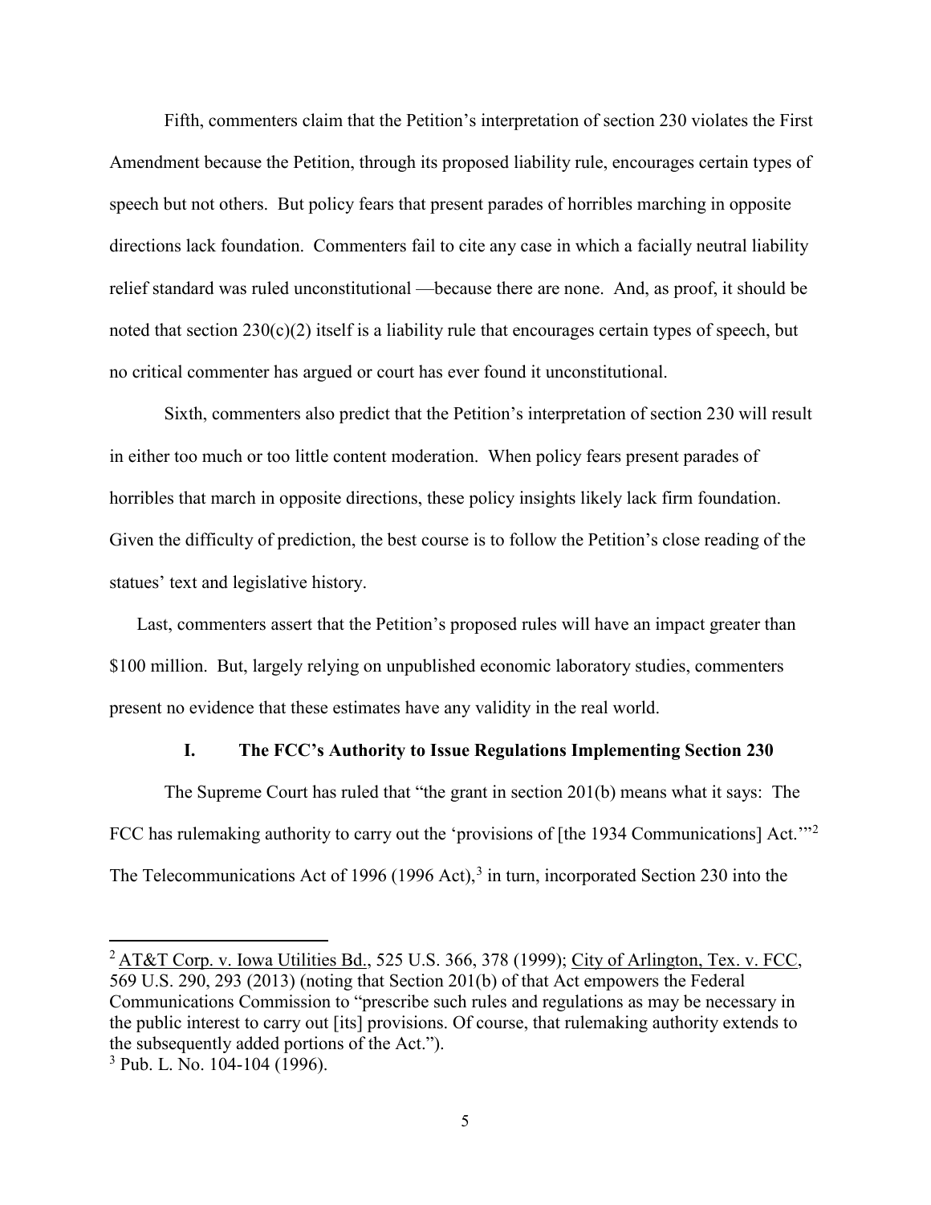Fifth, commenters claim that the Petition's interpretation of section 230 violates the First Amendment because the Petition, through its proposed liability rule, encourages certain types of speech but not others. But policy fears that present parades of horribles marching in opposite directions lack foundation. Commenters fail to cite any case in which a facially neutral liability relief standard was ruled unconstitutional —because there are none. And, as proof, it should be noted that section 230(c)(2) itself is a liability rule that encourages certain types of speech, but no critical commenter has argued or court has ever found it unconstitutional.

Sixth, commenters also predict that the Petition's interpretation of section 230 will result in either too much or too little content moderation. When policy fears present parades of horribles that march in opposite directions, these policy insights likely lack firm foundation. Given the difficulty of prediction, the best course is to follow the Petition's close reading of the statues' text and legislative history.

Last, commenters assert that the Petition's proposed rules will have an impact greater than $100 million. But, largely relying on unpublished economic laboratory studies, commenters present no evidence that these estimates have any validity in the real world.

## I. The FCC's Authority to Issue Regulations Implementing Section 230

The Supreme Court has ruled that "the grant in section 201(b) means what it says: The FCC has rulemaking authority to carry out the 'provisions of [the 1934 Communications] Act.'"[2] The Telecommunications Act of 1996 (1996 Act),[3] in turn, incorporated Section 230 into the

---

[2] AT&T Corp. v. Iowa Utilities Bd., 525 U.S. 366, 378 (1999); City of Arlington, Tex. v. FCC, 569 U.S. 290, 293 (2013) (noting that Section 201(b) of that Act empowers the Federal Communications Commission to "prescribe such rules and regulations as may be necessary in the public interest to carry out [its] provisions. Of course, that rulemaking authority extends to the subsequently added portions of the Act.").

[3] Pub. L. No. 104-104 (1996).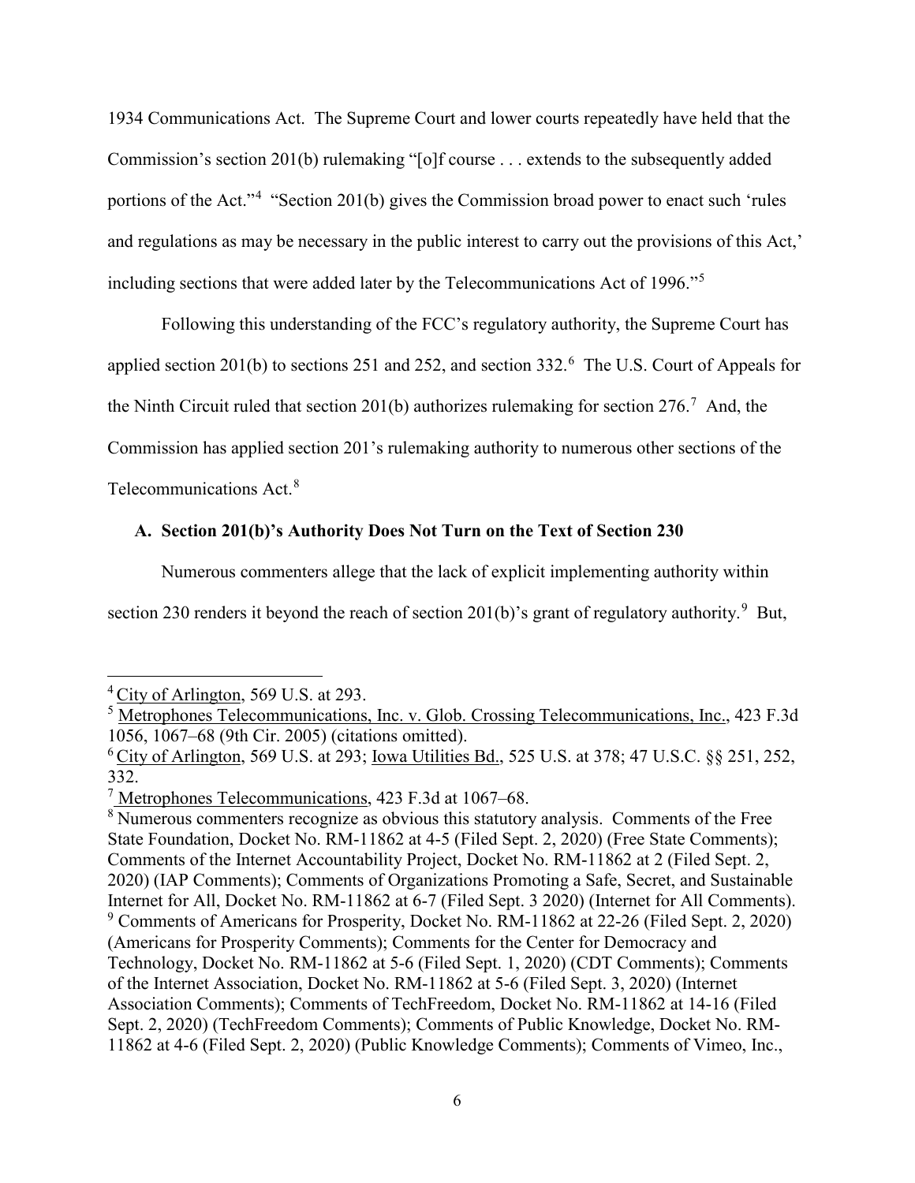1934 Communications Act. The Supreme Court and lower courts repeatedly have held that the Commission's section 201(b) rulemaking "[o]f course . . . extends to the subsequently added portions of the Act."[4] "Section 201(b) gives the Commission broad power to enact such 'rules and regulations as may be necessary in the public interest to carry out the provisions of this Act,' including sections that were added later by the Telecommunications Act of 1996."[5]

Following this understanding of the FCC's regulatory authority, the Supreme Court has applied section 201(b) to sections 251 and 252, and section 332.[6] The U.S. Court of Appeals for the Ninth Circuit ruled that section 201(b) authorizes rulemaking for section 276.[7] And, the Commission has applied section 201's rulemaking authority to numerous other sections of the Telecommunications Act.[8]

### A. Section 201(b)'s Authority Does Not Turn on the Text of Section 230

Numerous commenters allege that the lack of explicit implementing authority within section 230 renders it beyond the reach of section 201(b)'s grant of regulatory authority.[9] But,

---

[4] City of Arlington, 569 U.S. at 293.

[5] Metrophones Telecommunications, Inc. v. Glob. Crossing Telecommunications, Inc., 423 F.3d 1056, 1067–68 (9th Cir. 2005) (citations omitted).

[6] City of Arlington, 569 U.S. at 293; Iowa Utilities Bd., 525 U.S. at 378; 47 U.S.C. §§ 251, 252, 332.

[7] Metrophones Telecommunications, 423 F.3d at 1067–68.

[8] Numerous commenters recognize as obvious this statutory analysis. Comments of the Free State Foundation, Docket No. RM-11862 at 4-5 (Filed Sept. 2, 2020) (Free State Comments); Comments of the Internet Accountability Project, Docket No. RM-11862 at 2 (Filed Sept. 2, 2020) (IAP Comments); Comments of Organizations Promoting a Safe, Secret, and Sustainable Internet for All, Docket No. RM-11862 at 6-7 (Filed Sept. 3 2020) (Internet for All Comments).

[9] Comments of Americans for Prosperity, Docket No. RM-11862 at 22-26 (Filed Sept. 2, 2020) (Americans for Prosperity Comments); Comments for the Center for Democracy and Technology, Docket No. RM-11862 at 5-6 (Filed Sept. 1, 2020) (CDT Comments); Comments of the Internet Association, Docket No. RM-11862 at 5-6 (Filed Sept. 3, 2020) (Internet Association Comments); Comments of TechFreedom, Docket No. RM-11862 at 14-16 (Filed Sept. 2, 2020) (TechFreedom Comments); Comments of Public Knowledge, Docket No. RM-11862 at 4-6 (Filed Sept. 2, 2020) (Public Knowledge Comments); Comments of Vimeo, Inc.,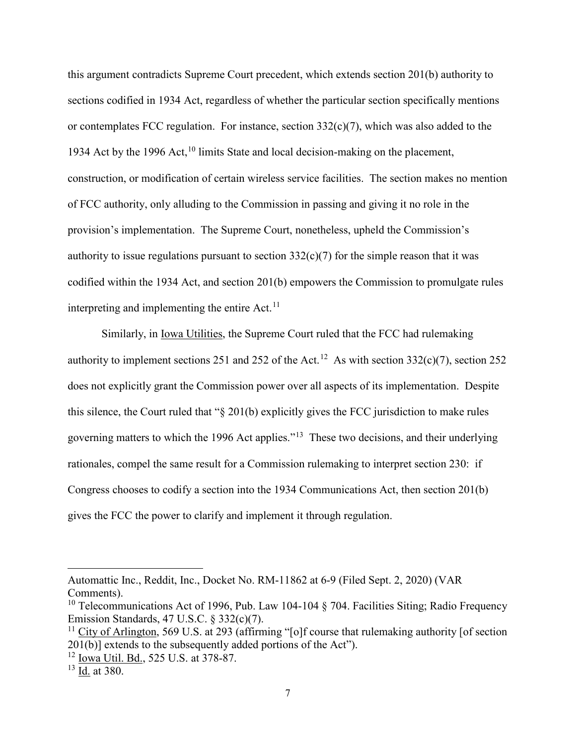this argument contradicts Supreme Court precedent, which extends section 201(b) authority to sections codified in 1934 Act, regardless of whether the particular section specifically mentions or contemplates FCC regulation. For instance, section 332(c)(7), which was also added to the 1934 Act by the 1996 Act,[10] limits State and local decision-making on the placement, construction, or modification of certain wireless service facilities. The section makes no mention of FCC authority, only alluding to the Commission in passing and giving it no role in the provision's implementation. The Supreme Court, nonetheless, upheld the Commission's authority to issue regulations pursuant to section 332(c)(7) for the simple reason that it was codified within the 1934 Act, and section 201(b) empowers the Commission to promulgate rules interpreting and implementing the entire Act.[11]

Similarly, in Iowa Utilities, the Supreme Court ruled that the FCC had rulemaking authority to implement sections 251 and 252 of the Act.[12] As with section 332(c)(7), section 252 does not explicitly grant the Commission power over all aspects of its implementation. Despite this silence, the Court ruled that "§ 201(b) explicitly gives the FCC jurisdiction to make rules governing matters to which the 1996 Act applies."[13] These two decisions, and their underlying rationales, compel the same result for a Commission rulemaking to interpret section 230: if Congress chooses to codify a section into the 1934 Communications Act, then section 201(b) gives the FCC the power to clarify and implement it through regulation.

---

Automattic Inc., Reddit, Inc., Docket No. RM-11862 at 6-9 (Filed Sept. 2, 2020) (VAR Comments).

[10] Telecommunications Act of 1996, Pub. Law 104-104 § 704. Facilities Siting; Radio Frequency Emission Standards, 47 U.S.C. § 332(c)(7).

[11] City of Arlington, 569 U.S. at 293 (affirming "[o]f course that rulemaking authority [of section 201(b)] extends to the subsequently added portions of the Act").

[12] Iowa Util. Bd., 525 U.S. at 378-87.

[13] Id. at 380.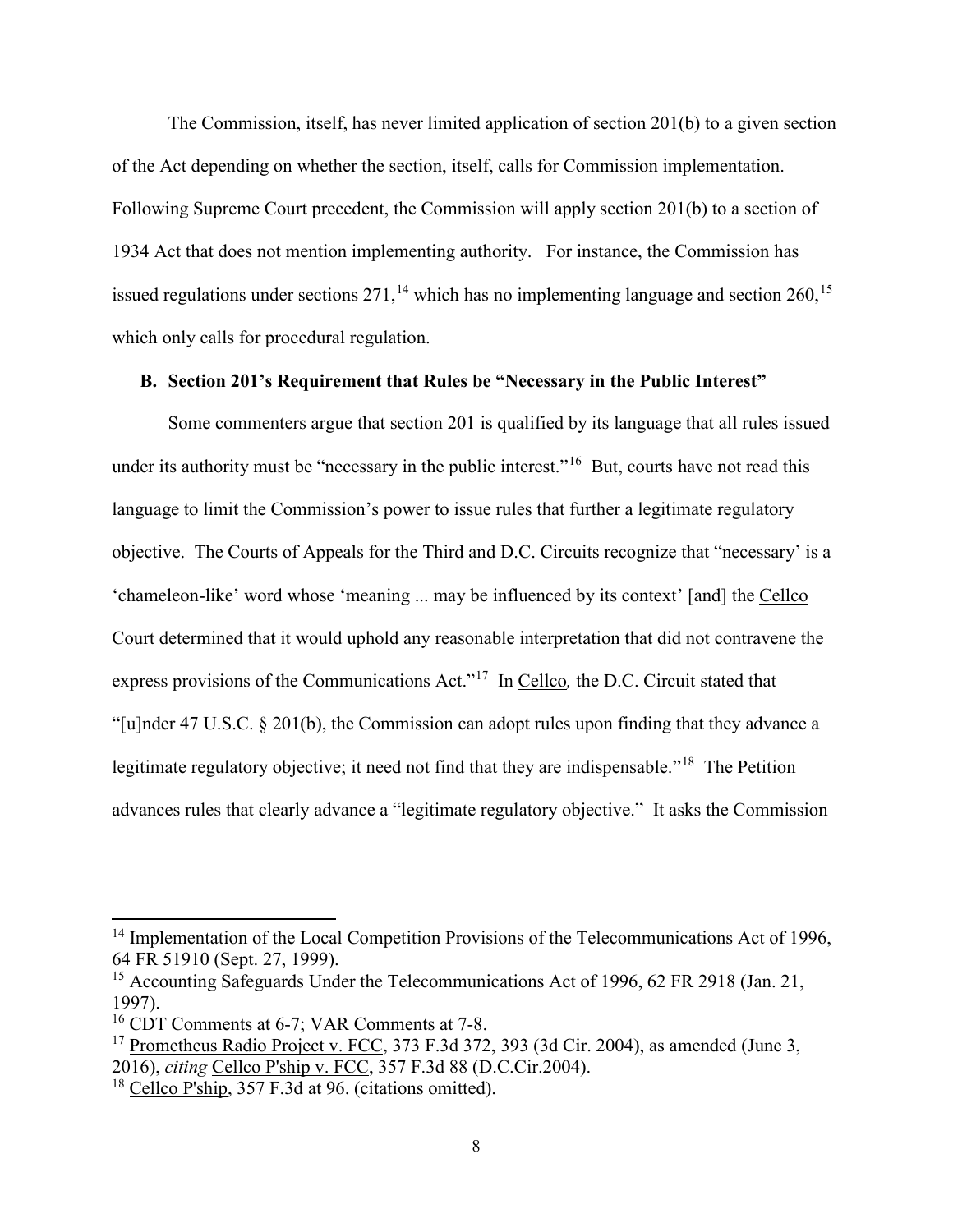The Commission, itself, has never limited application of section 201(b) to a given section of the Act depending on whether the section, itself, calls for Commission implementation. Following Supreme Court precedent, the Commission will apply section 201(b) to a section of 1934 Act that does not mention implementing authority. For instance, the Commission has issued regulations under sections 271,[14] which has no implementing language and section 260,[15] which only calls for procedural regulation.

### B. Section 201's Requirement that Rules be "Necessary in the Public Interest"

Some commenters argue that section 201 is qualified by its language that all rules issued under its authority must be "necessary in the public interest."[16] But, courts have not read this language to limit the Commission's power to issue rules that further a legitimate regulatory objective. The Courts of Appeals for the Third and D.C. Circuits recognize that "necessary' is a 'chameleon-like' word whose 'meaning ... may be influenced by its context' [and] the Cellco Court determined that it would uphold any reasonable interpretation that did not contravene the express provisions of the Communications Act."[17] In Cellco*,* the D.C. Circuit stated that "[u]nder 47 U.S.C. § 201(b), the Commission can adopt rules upon finding that they advance a legitimate regulatory objective; it need not find that they are indispensable."[18] The Petition advances rules that clearly advance a "legitimate regulatory objective." It asks the Commission

---

[14] Implementation of the Local Competition Provisions of the Telecommunications Act of 1996, 64 FR 51910 (Sept. 27, 1999).

[15] Accounting Safeguards Under the Telecommunications Act of 1996, 62 FR 2918 (Jan. 21, 1997).

[16] CDT Comments at 6-7; VAR Comments at 7-8.

[17] Prometheus Radio Project v. FCC, 373 F.3d 372, 393 (3d Cir. 2004), as amended (June 3, 2016), *citing* Cellco P'ship v. FCC, 357 F.3d 88 (D.C.Cir.2004).

[18] Cellco P'ship, 357 F.3d at 96. (citations omitted).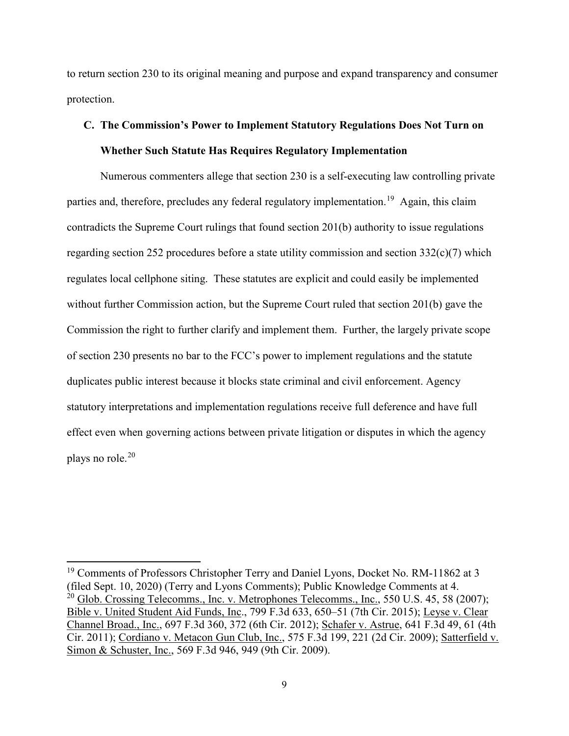to return section 230 to its original meaning and purpose and expand transparency and consumer protection.

### C. The Commission's Power to Implement Statutory Regulations Does Not Turn on Whether Such Statute Has Requires Regulatory Implementation

Numerous commenters allege that section 230 is a self-executing law controlling private parties and, therefore, precludes any federal regulatory implementation.[19] Again, this claim contradicts the Supreme Court rulings that found section 201(b) authority to issue regulations regarding section 252 procedures before a state utility commission and section 332(c)(7) which regulates local cellphone siting. These statutes are explicit and could easily be implemented without further Commission action, but the Supreme Court ruled that section 201(b) gave the Commission the right to further clarify and implement them. Further, the largely private scope of section 230 presents no bar to the FCC's power to implement regulations and the statute duplicates public interest because it blocks state criminal and civil enforcement. Agency statutory interpretations and implementation regulations receive full deference and have full effect even when governing actions between private litigation or disputes in which the agency plays no role.[20]

---

[19] Comments of Professors Christopher Terry and Daniel Lyons, Docket No. RM-11862 at 3 (filed Sept. 10, 2020) (Terry and Lyons Comments); Public Knowledge Comments at 4.

[20] Glob. Crossing Telecomms., Inc. v. Metrophones Telecomms., Inc., 550 U.S. 45, 58 (2007); Bible v. United Student Aid Funds, Inc., 799 F.3d 633, 650–51 (7th Cir. 2015); Leyse v. Clear Channel Broad., Inc., 697 F.3d 360, 372 (6th Cir. 2012); Schafer v. Astrue, 641 F.3d 49, 61 (4th Cir. 2011); Cordiano v. Metacon Gun Club, Inc., 575 F.3d 199, 221 (2d Cir. 2009); Satterfield v. Simon & Schuster, Inc., 569 F.3d 946, 949 (9th Cir. 2009).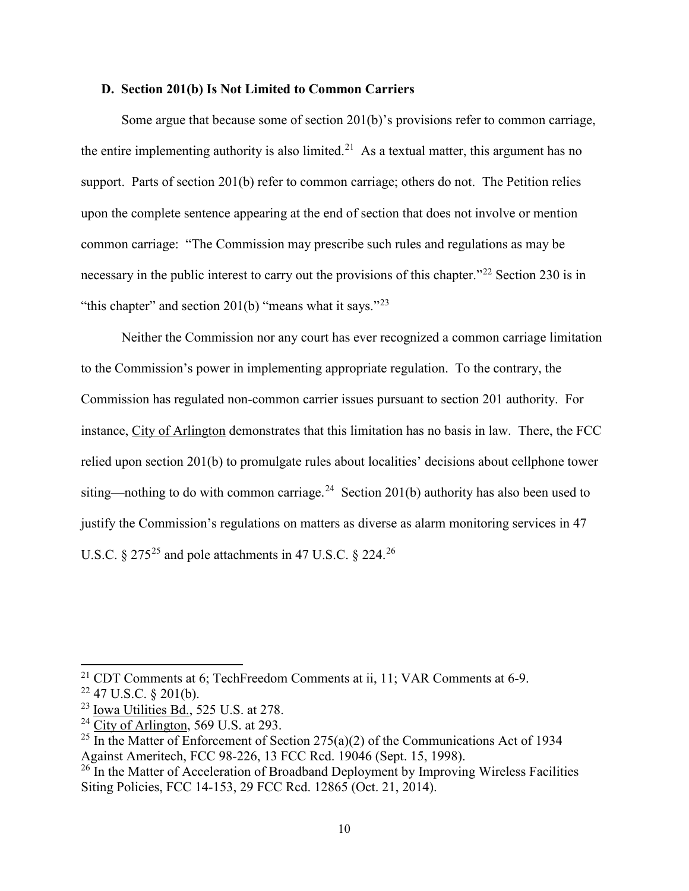### D. Section 201(b) Is Not Limited to Common Carriers

Some argue that because some of section 201(b)'s provisions refer to common carriage, the entire implementing authority is also limited.[21] As a textual matter, this argument has no support. Parts of section 201(b) refer to common carriage; others do not. The Petition relies upon the complete sentence appearing at the end of section that does not involve or mention common carriage: "The Commission may prescribe such rules and regulations as may be necessary in the public interest to carry out the provisions of this chapter."[22] Section 230 is in "this chapter" and section 201(b) "means what it says."[23]

Neither the Commission nor any court has ever recognized a common carriage limitation to the Commission's power in implementing appropriate regulation. To the contrary, the Commission has regulated non-common carrier issues pursuant to section 201 authority. For instance, City of Arlington demonstrates that this limitation has no basis in law. There, the FCC relied upon section 201(b) to promulgate rules about localities' decisions about cellphone tower siting—nothing to do with common carriage.[24] Section 201(b) authority has also been used to justify the Commission's regulations on matters as diverse as alarm monitoring services in 47 U.S.C. § 275[25] and pole attachments in 47 U.S.C. § 224.[26]

---

[21] CDT Comments at 6; TechFreedom Comments at ii, 11; VAR Comments at 6-9.

[22] 47 U.S.C. § 201(b).

[23] Iowa Utilities Bd., 525 U.S. at 278.

[24] City of Arlington, 569 U.S. at 293.

[25] In the Matter of Enforcement of Section 275(a)(2) of the Communications Act of 1934 Against Ameritech, FCC 98-226, 13 FCC Rcd. 19046 (Sept. 15, 1998).

[26] In the Matter of Acceleration of Broadband Deployment by Improving Wireless Facilities Siting Policies, FCC 14-153, 29 FCC Rcd. 12865 (Oct. 21, 2014).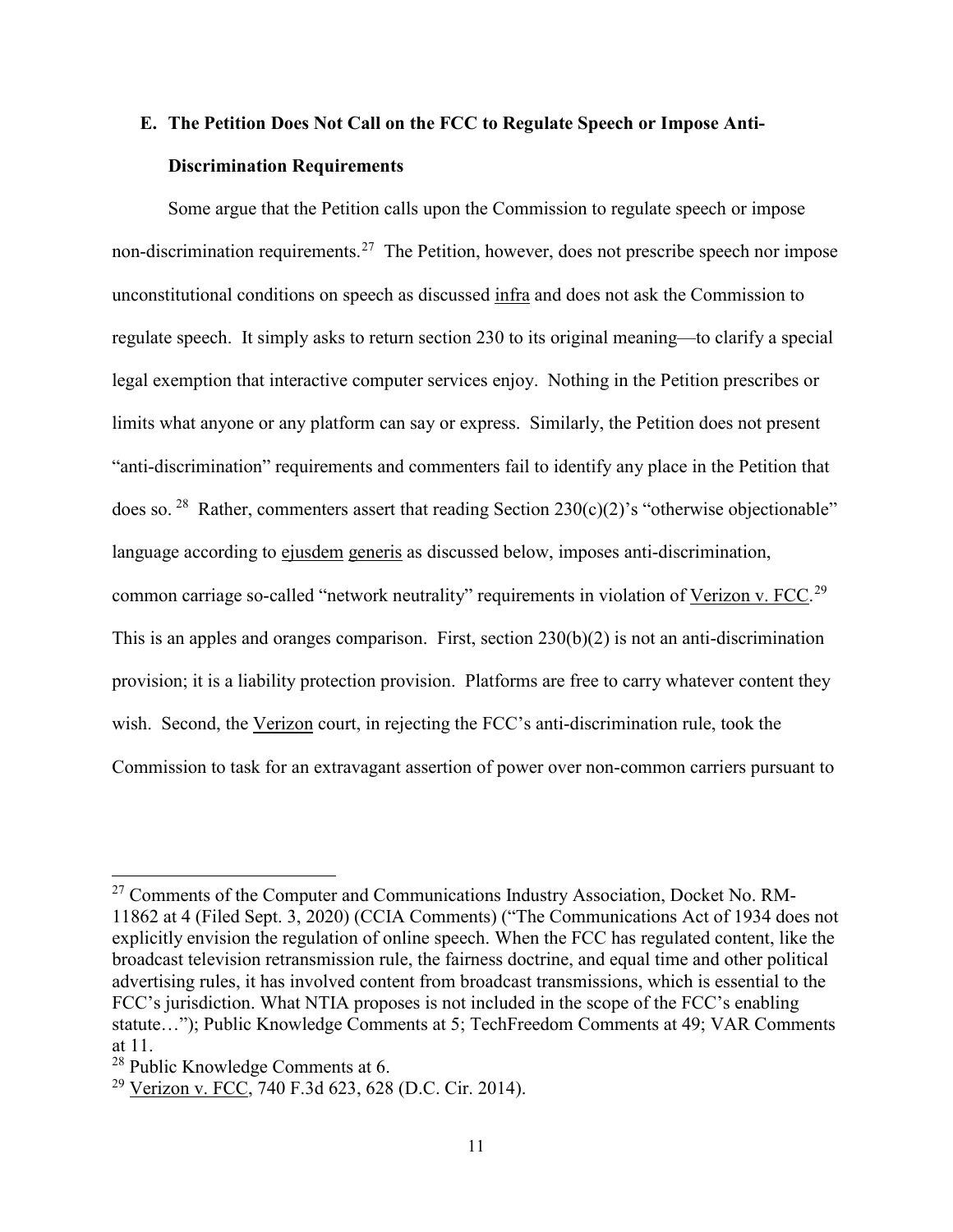## E. The Petition Does Not Call on the FCC to Regulate Speech or Impose Anti-Discrimination Requirements

Some argue that the Petition calls upon the Commission to regulate speech or impose non-discrimination requirements.[27] The Petition, however, does not prescribe speech nor impose unconstitutional conditions on speech as discussed infra and does not ask the Commission to regulate speech. It simply asks to return section 230 to its original meaning—to clarify a special legal exemption that interactive computer services enjoy. Nothing in the Petition prescribes or limits what anyone or any platform can say or express. Similarly, the Petition does not present "anti-discrimination" requirements and commenters fail to identify any place in the Petition that does so. [28] Rather, commenters assert that reading Section 230(c)(2)'s "otherwise objectionable" language according to ejusdem generis as discussed below, imposes anti-discrimination, common carriage so-called "network neutrality" requirements in violation of Verizon v. FCC.[29] This is an apples and oranges comparison. First, section 230(b)(2) is not an anti-discrimination provision; it is a liability protection provision. Platforms are free to carry whatever content they wish. Second, the Verizon court, in rejecting the FCC's anti-discrimination rule, took the Commission to task for an extravagant assertion of power over non-common carriers pursuant to

---

[27] Comments of the Computer and Communications Industry Association, Docket No. RM-11862 at 4 (Filed Sept. 3, 2020) (CCIA Comments) ("The Communications Act of 1934 does not explicitly envision the regulation of online speech. When the FCC has regulated content, like the broadcast television retransmission rule, the fairness doctrine, and equal time and other political advertising rules, it has involved content from broadcast transmissions, which is essential to the FCC's jurisdiction. What NTIA proposes is not included in the scope of the FCC's enabling statute…"); Public Knowledge Comments at 5; TechFreedom Comments at 49; VAR Comments at 11.

[28] Public Knowledge Comments at 6.

[29] Verizon v. FCC, 740 F.3d 623, 628 (D.C. Cir. 2014).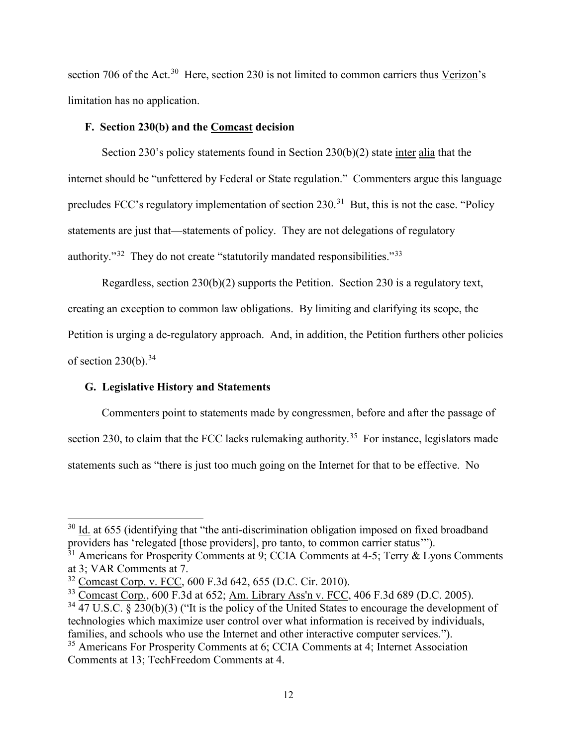section 706 of the Act.[30] Here, section 230 is not limited to common carriers thus Verizon's limitation has no application.

### F. Section 230(b) and the Comcast decision

Section 230's policy statements found in Section 230(b)(2) state inter alia that the internet should be "unfettered by Federal or State regulation." Commenters argue this language precludes FCC's regulatory implementation of section 230.[31] But, this is not the case. "Policy statements are just that—statements of policy. They are not delegations of regulatory authority."[32] They do not create "statutorily mandated responsibilities."[33]

Regardless, section 230(b)(2) supports the Petition. Section 230 is a regulatory text, creating an exception to common law obligations. By limiting and clarifying its scope, the Petition is urging a de-regulatory approach. And, in addition, the Petition furthers other policies of section 230(b).[34]

### G. Legislative History and Statements

Commenters point to statements made by congressmen, before and after the passage of section 230, to claim that the FCC lacks rulemaking authority.[35] For instance, legislators made statements such as "there is just too much going on the Internet for that to be effective. No

---

[30] Id. at 655 (identifying that "the anti-discrimination obligation imposed on fixed broadband providers has 'relegated [those providers], pro tanto, to common carrier status'").

[31] Americans for Prosperity Comments at 9; CCIA Comments at 4-5; Terry & Lyons Comments at 3; VAR Comments at 7.

[32] Comcast Corp. v. FCC, 600 F.3d 642, 655 (D.C. Cir. 2010).

[33] Comcast Corp., 600 F.3d at 652; Am. Library Ass'n v. FCC, 406 F.3d 689 (D.C. 2005).

[34] 47 U.S.C. § 230(b)(3) ("It is the policy of the United States to encourage the development of technologies which maximize user control over what information is received by individuals, families, and schools who use the Internet and other interactive computer services.").

[35] Americans For Prosperity Comments at 6; CCIA Comments at 4; Internet Association Comments at 13; TechFreedom Comments at 4.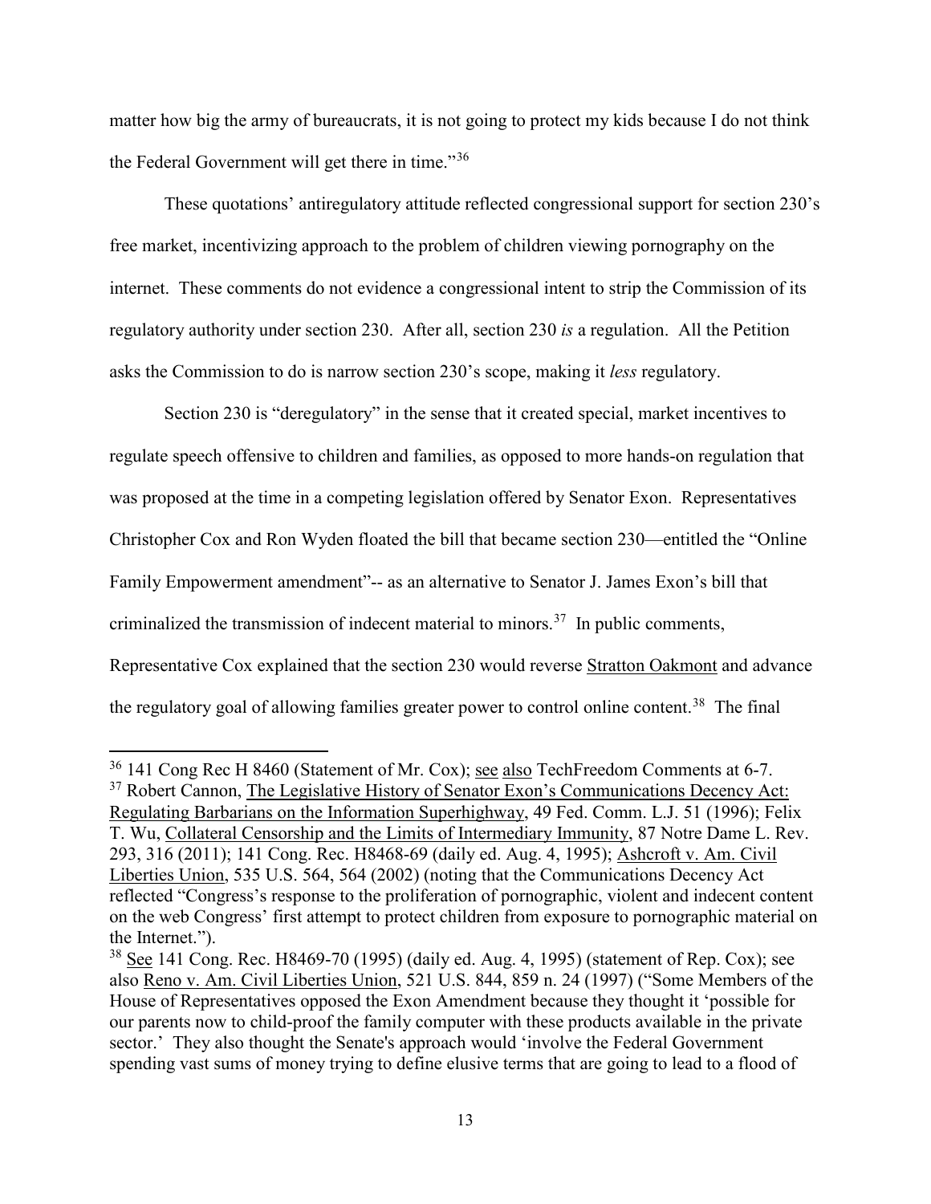matter how big the army of bureaucrats, it is not going to protect my kids because I do not think the Federal Government will get there in time."[36]

These quotations' antiregulatory attitude reflected congressional support for section 230's free market, incentivizing approach to the problem of children viewing pornography on the internet. These comments do not evidence a congressional intent to strip the Commission of its regulatory authority under section 230. After all, section 230 *is* a regulation. All the Petition asks the Commission to do is narrow section 230's scope, making it *less* regulatory.

Section 230 is "deregulatory" in the sense that it created special, market incentives to regulate speech offensive to children and families, as opposed to more hands-on regulation that was proposed at the time in a competing legislation offered by Senator Exon. Representatives Christopher Cox and Ron Wyden floated the bill that became section 230—entitled the "Online Family Empowerment amendment"-- as an alternative to Senator J. James Exon's bill that criminalized the transmission of indecent material to minors.[37] In public comments, Representative Cox explained that the section 230 would reverse Stratton Oakmont and advance the regulatory goal of allowing families greater power to control online content.[38] The final

---

[36] 141 Cong Rec H 8460 (Statement of Mr. Cox); see also TechFreedom Comments at 6-7.

[37] Robert Cannon, The Legislative History of Senator Exon's Communications Decency Act: Regulating Barbarians on the Information Superhighway, 49 Fed. Comm. L.J. 51 (1996); Felix T. Wu, Collateral Censorship and the Limits of Intermediary Immunity, 87 Notre Dame L. Rev. 293, 316 (2011); 141 Cong. Rec. H8468-69 (daily ed. Aug. 4, 1995); Ashcroft v. Am. Civil Liberties Union, 535 U.S. 564, 564 (2002) (noting that the Communications Decency Act reflected "Congress's response to the proliferation of pornographic, violent and indecent content on the web Congress' first attempt to protect children from exposure to pornographic material on the Internet.").

[38] See 141 Cong. Rec. H8469-70 (1995) (daily ed. Aug. 4, 1995) (statement of Rep. Cox); see also Reno v. Am. Civil Liberties Union, 521 U.S. 844, 859 n. 24 (1997) ("Some Members of the House of Representatives opposed the Exon Amendment because they thought it 'possible for our parents now to child-proof the family computer with these products available in the private sector.' They also thought the Senate's approach would 'involve the Federal Government spending vast sums of money trying to define elusive terms that are going to lead to a flood of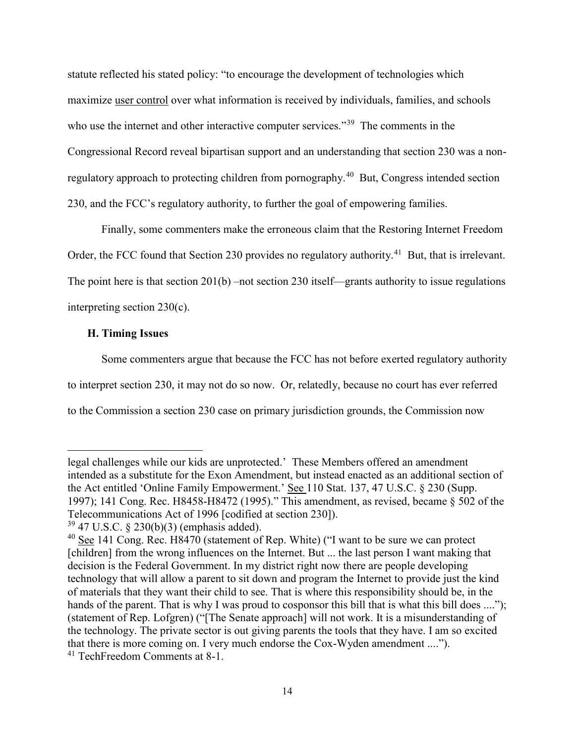statute reflected his stated policy: "to encourage the development of technologies which maximize user control over what information is received by individuals, families, and schools who use the internet and other interactive computer services."[39] The comments in the Congressional Record reveal bipartisan support and an understanding that section 230 was a non-regulatory approach to protecting children from pornography.[40] But, Congress intended section 230, and the FCC's regulatory authority, to further the goal of empowering families.

Finally, some commenters make the erroneous claim that the Restoring Internet Freedom Order, the FCC found that Section 230 provides no regulatory authority.[41] But, that is irrelevant. The point here is that section 201(b) –not section 230 itself—grants authority to issue regulations interpreting section 230(c).

### H. Timing Issues

Some commenters argue that because the FCC has not before exerted regulatory authority to interpret section 230, it may not do so now. Or, relatedly, because no court has ever referred to the Commission a section 230 case on primary jurisdiction grounds, the Commission now

---

legal challenges while our kids are unprotected.' These Members offered an amendment intended as a substitute for the Exon Amendment, but instead enacted as an additional section of the Act entitled 'Online Family Empowerment.' See 110 Stat. 137, 47 U.S.C. § 230 (Supp. 1997); 141 Cong. Rec. H8458-H8472 (1995)." This amendment, as revised, became § 502 of the Telecommunications Act of 1996 [codified at section 230]).

[39] 47 U.S.C. § 230(b)(3) (emphasis added).

[40] See 141 Cong. Rec. H8470 (statement of Rep. White) ("I want to be sure we can protect [children] from the wrong influences on the Internet. But ... the last person I want making that decision is the Federal Government. In my district right now there are people developing technology that will allow a parent to sit down and program the Internet to provide just the kind of materials that they want their child to see. That is where this responsibility should be, in the hands of the parent. That is why I was proud to cosponsor this bill that is what this bill does ...."); (statement of Rep. Lofgren) ("[The Senate approach] will not work. It is a misunderstanding of the technology. The private sector is out giving parents the tools that they have. I am so excited that there is more coming on. I very much endorse the Cox-Wyden amendment ....").

[41] TechFreedom Comments at 8-1.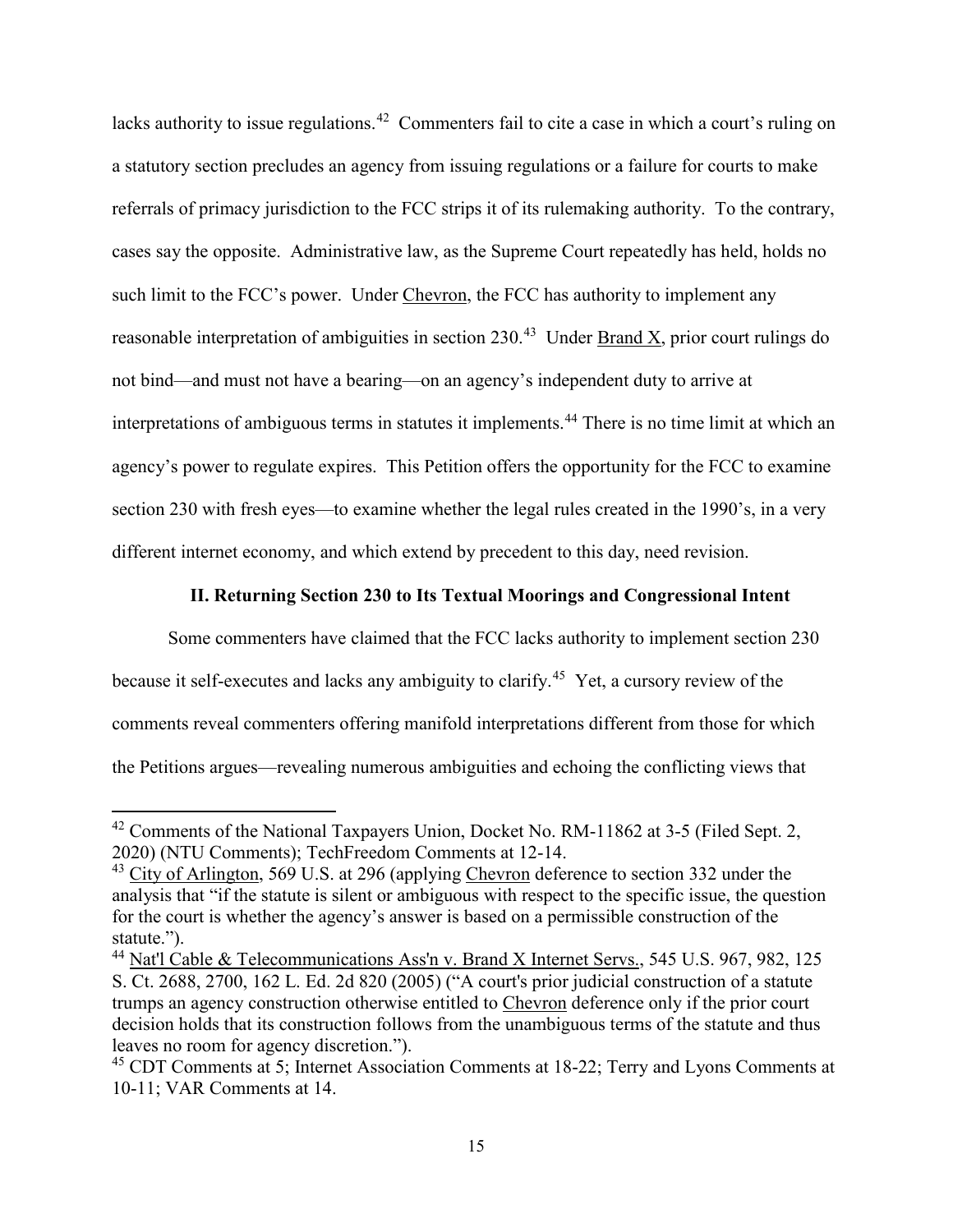lacks authority to issue regulations.[42] Commenters fail to cite a case in which a court's ruling on a statutory section precludes an agency from issuing regulations or a failure for courts to make referrals of primacy jurisdiction to the FCC strips it of its rulemaking authority. To the contrary, cases say the opposite. Administrative law, as the Supreme Court repeatedly has held, holds no such limit to the FCC's power. Under Chevron, the FCC has authority to implement any reasonable interpretation of ambiguities in section 230.[43] Under Brand X, prior court rulings do not bind—and must not have a bearing—on an agency's independent duty to arrive at interpretations of ambiguous terms in statutes it implements.[44] There is no time limit at which an agency's power to regulate expires. This Petition offers the opportunity for the FCC to examine section 230 with fresh eyes—to examine whether the legal rules created in the 1990's, in a very different internet economy, and which extend by precedent to this day, need revision.

## II. Returning Section 230 to Its Textual Moorings and Congressional Intent

Some commenters have claimed that the FCC lacks authority to implement section 230 because it self-executes and lacks any ambiguity to clarify.[45] Yet, a cursory review of the comments reveal commenters offering manifold interpretations different from those for which the Petitions argues—revealing numerous ambiguities and echoing the conflicting views that

---

[42] Comments of the National Taxpayers Union, Docket No. RM-11862 at 3-5 (Filed Sept. 2, 2020) (NTU Comments); TechFreedom Comments at 12-14.

[43] City of Arlington, 569 U.S. at 296 (applying Chevron deference to section 332 under the analysis that "if the statute is silent or ambiguous with respect to the specific issue, the question for the court is whether the agency's answer is based on a permissible construction of the statute.").

[44] Nat'l Cable & Telecommunications Ass'n v. Brand X Internet Servs., 545 U.S. 967, 982, 125 S. Ct. 2688, 2700, 162 L. Ed. 2d 820 (2005) ("A court's prior judicial construction of a statute trumps an agency construction otherwise entitled to Chevron deference only if the prior court decision holds that its construction follows from the unambiguous terms of the statute and thus leaves no room for agency discretion.").

[45] CDT Comments at 5; Internet Association Comments at 18-22; Terry and Lyons Comments at 10-11; VAR Comments at 14.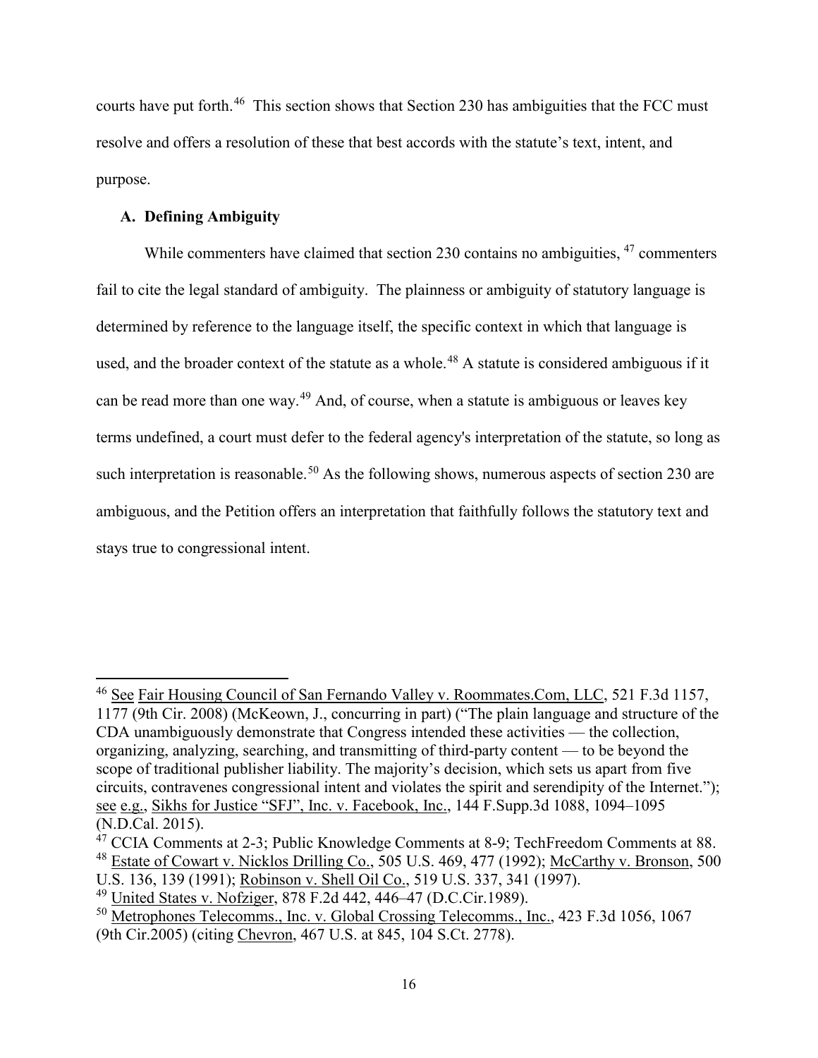courts have put forth.[46] This section shows that Section 230 has ambiguities that the FCC must resolve and offers a resolution of these that best accords with the statute's text, intent, and purpose.

### A. Defining Ambiguity

While commenters have claimed that section 230 contains no ambiguities, [47] commenters fail to cite the legal standard of ambiguity. The plainness or ambiguity of statutory language is determined by reference to the language itself, the specific context in which that language is used, and the broader context of the statute as a whole.[48] A statute is considered ambiguous if it can be read more than one way.[49] And, of course, when a statute is ambiguous or leaves key terms undefined, a court must defer to the federal agency's interpretation of the statute, so long as such interpretation is reasonable.[50] As the following shows, numerous aspects of section 230 are ambiguous, and the Petition offers an interpretation that faithfully follows the statutory text and stays true to congressional intent.

---

[46] See Fair Housing Council of San Fernando Valley v. Roommates.Com, LLC, 521 F.3d 1157, 1177 (9th Cir. 2008) (McKeown, J., concurring in part) ("The plain language and structure of the CDA unambiguously demonstrate that Congress intended these activities — the collection, organizing, analyzing, searching, and transmitting of third-party content — to be beyond the scope of traditional publisher liability. The majority's decision, which sets us apart from five circuits, contravenes congressional intent and violates the spirit and serendipity of the Internet."); see e.g., Sikhs for Justice "SFJ", Inc. v. Facebook, Inc., 144 F.Supp.3d 1088, 1094–1095 (N.D.Cal. 2015).

[47] CCIA Comments at 2-3; Public Knowledge Comments at 8-9; TechFreedom Comments at 88.

[48] Estate of Cowart v. Nicklos Drilling Co., 505 U.S. 469, 477 (1992); McCarthy v. Bronson, 500 U.S. 136, 139 (1991); Robinson v. Shell Oil Co., 519 U.S. 337, 341 (1997).

[49] United States v. Nofziger, 878 F.2d 442, 446–47 (D.C.Cir.1989).

[50] Metrophones Telecomms., Inc. v. Global Crossing Telecomms., Inc., 423 F.3d 1056, 1067 (9th Cir.2005) (citing Chevron, 467 U.S. at 845, 104 S.Ct. 2778).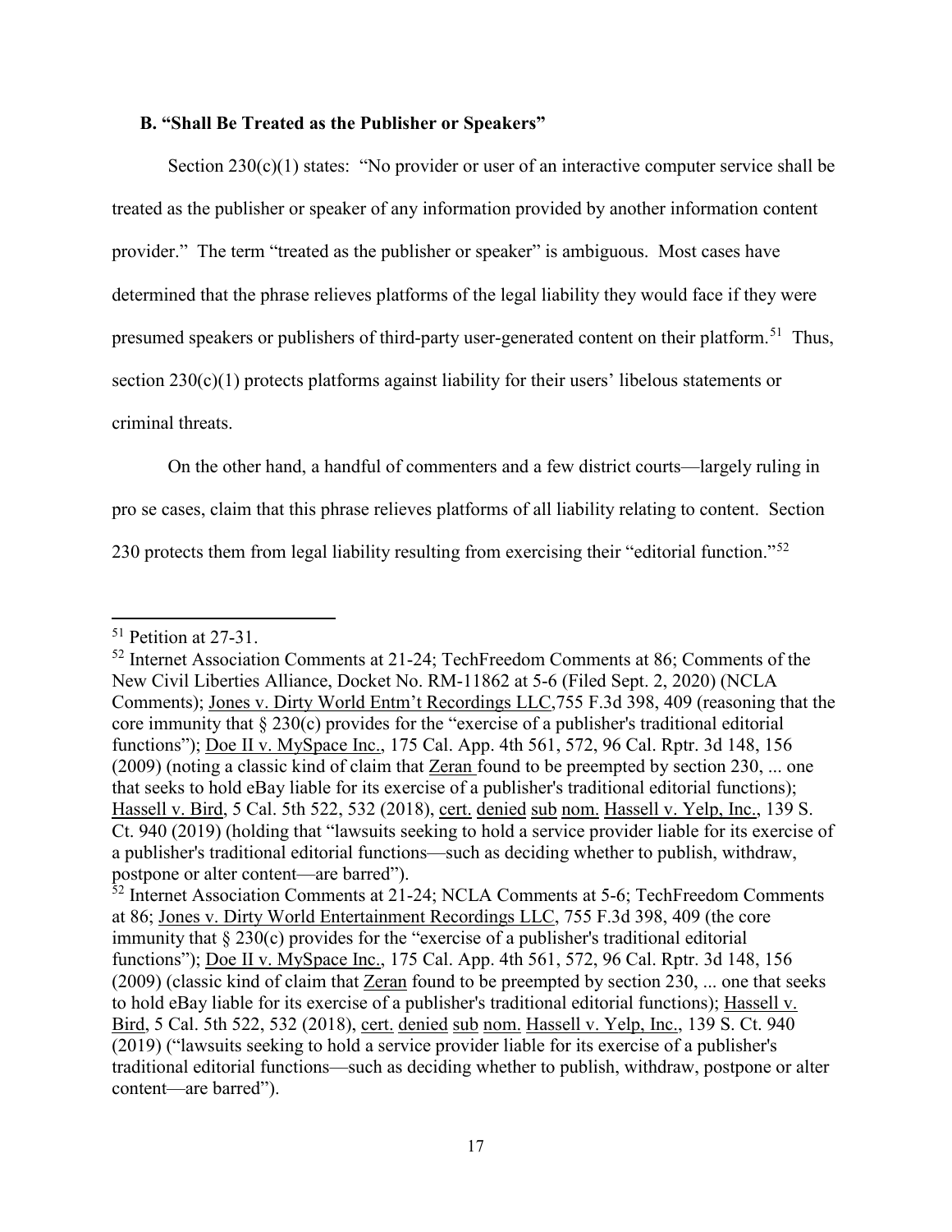### B. "Shall Be Treated as the Publisher or Speakers"

Section 230(c)(1) states: "No provider or user of an interactive computer service shall be treated as the publisher or speaker of any information provided by another information content provider." The term "treated as the publisher or speaker" is ambiguous. Most cases have determined that the phrase relieves platforms of the legal liability they would face if they were presumed speakers or publishers of third-party user-generated content on their platform.[51] Thus, section 230(c)(1) protects platforms against liability for their users' libelous statements or criminal threats.

On the other hand, a handful of commenters and a few district courts—largely ruling in pro se cases, claim that this phrase relieves platforms of all liability relating to content. Section 230 protects them from legal liability resulting from exercising their "editorial function."[52]

---

[51] Petition at 27-31.

[52] Internet Association Comments at 21-24; TechFreedom Comments at 86; Comments of the New Civil Liberties Alliance, Docket No. RM-11862 at 5-6 (Filed Sept. 2, 2020) (NCLA Comments); Jones v. Dirty World Entm't Recordings LLC,755 F.3d 398, 409 (reasoning that the core immunity that § 230(c) provides for the "exercise of a publisher's traditional editorial functions"); Doe II v. MySpace Inc., 175 Cal. App. 4th 561, 572, 96 Cal. Rptr. 3d 148, 156 (2009) (noting a classic kind of claim that Zeran found to be preempted by section 230, ... one that seeks to hold eBay liable for its exercise of a publisher's traditional editorial functions); Hassell v. Bird, 5 Cal. 5th 522, 532 (2018), cert. denied sub nom. Hassell v. Yelp, Inc., 139 S. Ct. 940 (2019) (holding that "lawsuits seeking to hold a service provider liable for its exercise of a publisher's traditional editorial functions—such as deciding whether to publish, withdraw, postpone or alter content—are barred").

[52] Internet Association Comments at 21-24; NCLA Comments at 5-6; TechFreedom Comments at 86; Jones v. Dirty World Entertainment Recordings LLC, 755 F.3d 398, 409 (the core immunity that § 230(c) provides for the "exercise of a publisher's traditional editorial functions"); Doe II v. MySpace Inc., 175 Cal. App. 4th 561, 572, 96 Cal. Rptr. 3d 148, 156 (2009) (classic kind of claim that Zeran found to be preempted by section 230, ... one that seeks to hold eBay liable for its exercise of a publisher's traditional editorial functions); Hassell v. Bird, 5 Cal. 5th 522, 532 (2018), cert. denied sub nom. Hassell v. Yelp, Inc., 139 S. Ct. 940 (2019) ("lawsuits seeking to hold a service provider liable for its exercise of a publisher's traditional editorial functions—such as deciding whether to publish, withdraw, postpone or alter content—are barred").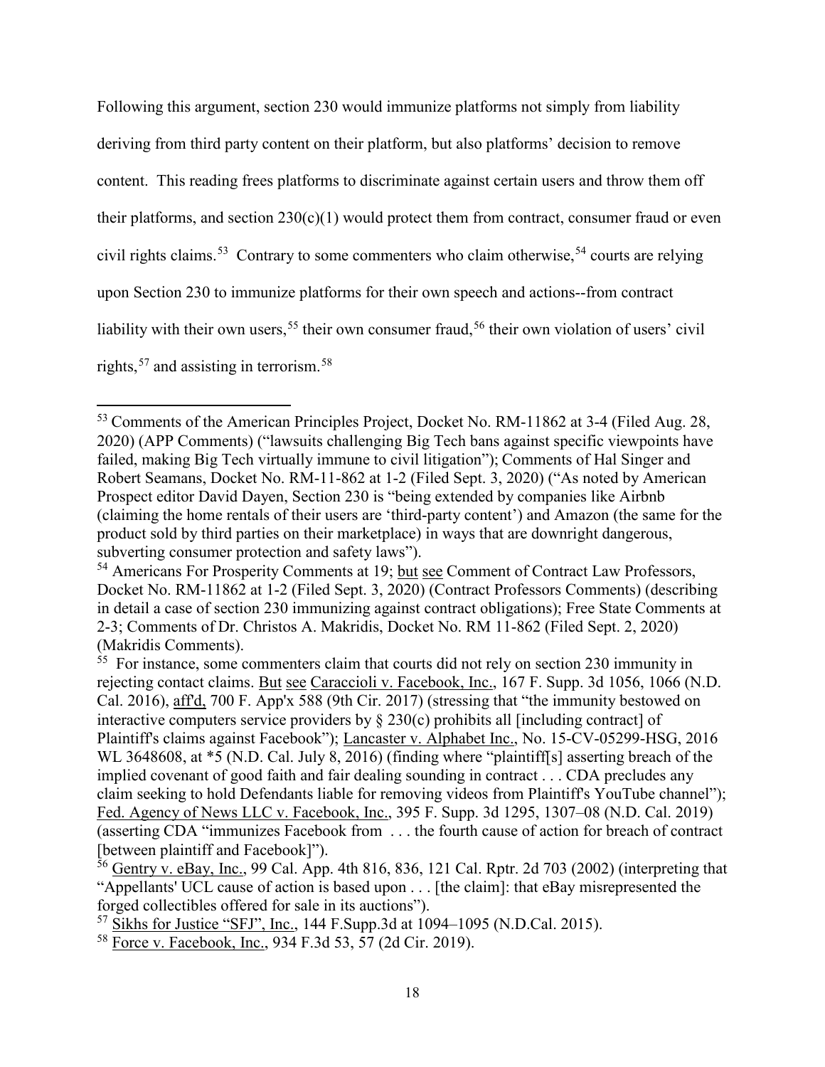Following this argument, section 230 would immunize platforms not simply from liability deriving from third party content on their platform, but also platforms' decision to remove content. This reading frees platforms to discriminate against certain users and throw them off their platforms, and section 230(c)(1) would protect them from contract, consumer fraud or even civil rights claims.[53] Contrary to some commenters who claim otherwise,[54] courts are relying upon Section 230 to immunize platforms for their own speech and actions--from contract liability with their own users,[55] their own consumer fraud,[56] their own violation of users' civil rights,[57] and assisting in terrorism.[58]

---

[53] Comments of the American Principles Project, Docket No. RM-11862 at 3-4 (Filed Aug. 28, 2020) (APP Comments) ("lawsuits challenging Big Tech bans against specific viewpoints have failed, making Big Tech virtually immune to civil litigation"); Comments of Hal Singer and Robert Seamans, Docket No. RM-11-862 at 1-2 (Filed Sept. 3, 2020) ("As noted by American Prospect editor David Dayen, Section 230 is "being extended by companies like Airbnb (claiming the home rentals of their users are 'third-party content') and Amazon (the same for the product sold by third parties on their marketplace) in ways that are downright dangerous, subverting consumer protection and safety laws").

[54] Americans For Prosperity Comments at 19; but see Comment of Contract Law Professors, Docket No. RM-11862 at 1-2 (Filed Sept. 3, 2020) (Contract Professors Comments) (describing in detail a case of section 230 immunizing against contract obligations); Free State Comments at 2-3; Comments of Dr. Christos A. Makridis, Docket No. RM 11-862 (Filed Sept. 2, 2020) (Makridis Comments).

[55] For instance, some commenters claim that courts did not rely on section 230 immunity in rejecting contact claims. But see Caraccioli v. Facebook, Inc., 167 F. Supp. 3d 1056, 1066 (N.D. Cal. 2016), aff'd, 700 F. App'x 588 (9th Cir. 2017) (stressing that "the immunity bestowed on interactive computers service providers by § 230(c) prohibits all [including contract] of Plaintiff's claims against Facebook"); Lancaster v. Alphabet Inc., No. 15-CV-05299-HSG, 2016 WL 3648608, at *5 (N.D. Cal. July 8, 2016) (finding where "plaintiff[s] asserting breach of the implied covenant of good faith and fair dealing sounding in contract . . . CDA precludes any claim seeking to hold Defendants liable for removing videos from Plaintiff's YouTube channel"); Fed. Agency of News LLC v. Facebook, Inc., 395 F. Supp. 3d 1295, 1307–08 (N.D. Cal. 2019) (asserting CDA "immunizes Facebook from . . . the fourth cause of action for breach of contract [between plaintiff and Facebook]").

[56] Gentry v. eBay, Inc., 99 Cal. App. 4th 816, 836, 121 Cal. Rptr. 2d 703 (2002) (interpreting that "Appellants' UCL cause of action is based upon . . . [the claim]: that eBay misrepresented the forged collectibles offered for sale in its auctions").

[57] Sikhs for Justice "SFJ", Inc., 144 F.Supp.3d at 1094–1095 (N.D.Cal. 2015).

[58] Force v. Facebook, Inc., 934 F.3d 53, 57 (2d Cir. 2019).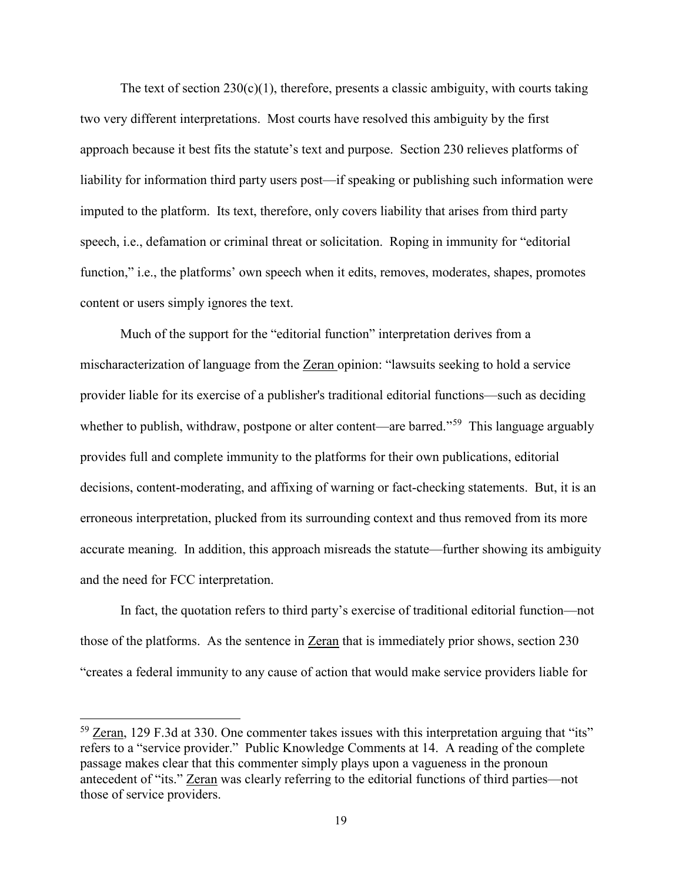The text of section 230(c)(1), therefore, presents a classic ambiguity, with courts taking two very different interpretations. Most courts have resolved this ambiguity by the first approach because it best fits the statute's text and purpose. Section 230 relieves platforms of liability for information third party users post—if speaking or publishing such information were imputed to the platform. Its text, therefore, only covers liability that arises from third party speech, i.e., defamation or criminal threat or solicitation. Roping in immunity for "editorial function," i.e., the platforms' own speech when it edits, removes, moderates, shapes, promotes content or users simply ignores the text.

Much of the support for the "editorial function" interpretation derives from a mischaracterization of language from the Zeran opinion: "lawsuits seeking to hold a service provider liable for its exercise of a publisher's traditional editorial functions—such as deciding whether to publish, withdraw, postpone or alter content—are barred."[59] This language arguably provides full and complete immunity to the platforms for their own publications, editorial decisions, content-moderating, and affixing of warning or fact-checking statements. But, it is an erroneous interpretation, plucked from its surrounding context and thus removed from its more accurate meaning. In addition, this approach misreads the statute—further showing its ambiguity and the need for FCC interpretation.

In fact, the quotation refers to third party's exercise of traditional editorial function—not those of the platforms. As the sentence in Zeran that is immediately prior shows, section 230 "creates a federal immunity to any cause of action that would make service providers liable for

---

[59] Zeran, 129 F.3d at 330. One commenter takes issues with this interpretation arguing that "its" refers to a "service provider." Public Knowledge Comments at 14. A reading of the complete passage makes clear that this commenter simply plays upon a vagueness in the pronoun antecedent of "its." Zeran was clearly referring to the editorial functions of third parties—not those of service providers.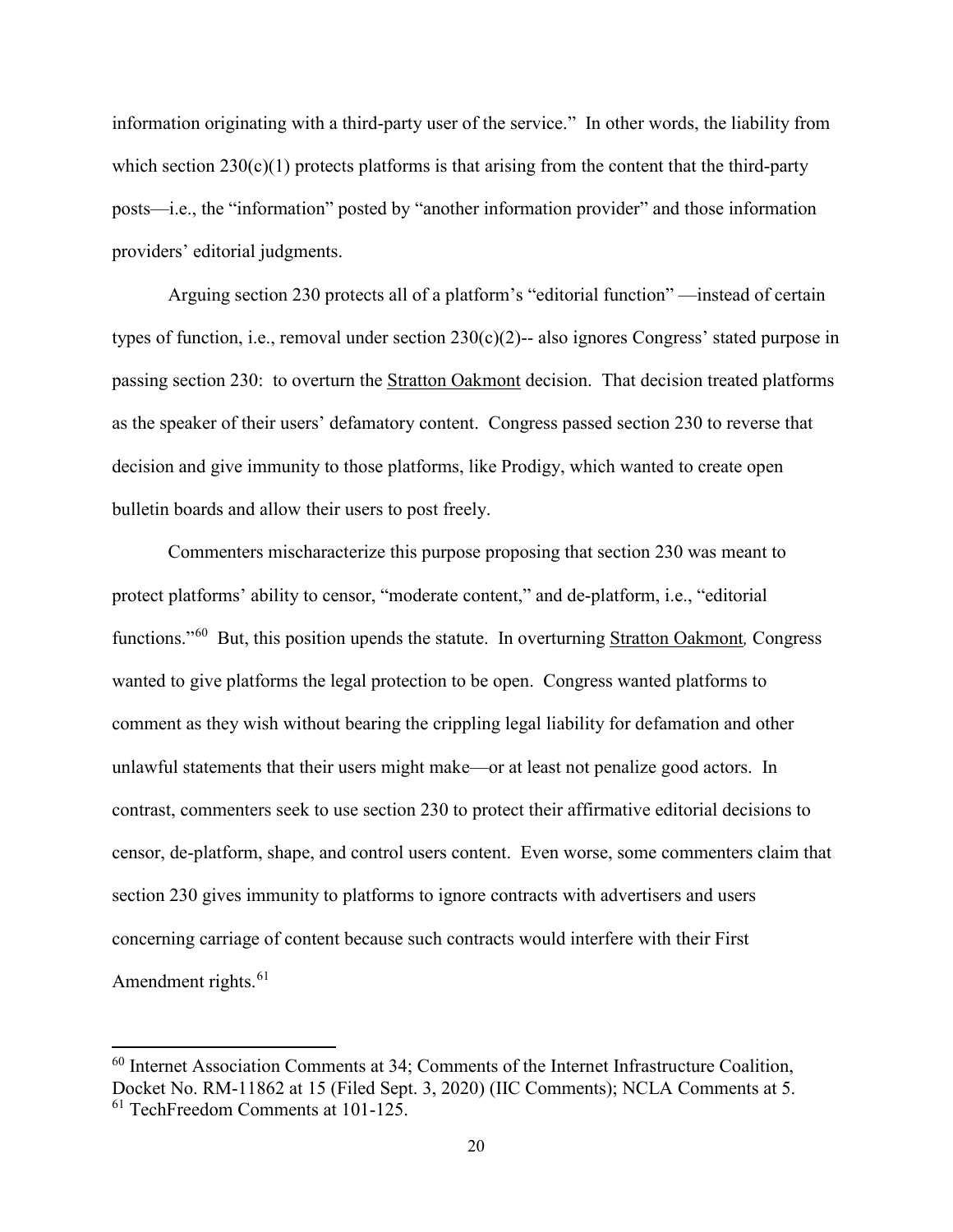information originating with a third-party user of the service." In other words, the liability from which section 230(c)(1) protects platforms is that arising from the content that the third-party posts—i.e., the "information" posted by "another information provider" and those information providers' editorial judgments.

Arguing section 230 protects all of a platform's "editorial function" —instead of certain types of function, i.e., removal under section 230(c)(2)-- also ignores Congress' stated purpose in passing section 230: to overturn the Stratton Oakmont decision. That decision treated platforms as the speaker of their users' defamatory content. Congress passed section 230 to reverse that decision and give immunity to those platforms, like Prodigy, which wanted to create open bulletin boards and allow their users to post freely.

Commenters mischaracterize this purpose proposing that section 230 was meant to protect platforms' ability to censor, "moderate content," and de-platform, i.e., "editorial functions."[60] But, this position upends the statute. In overturning *Stratton Oakmont*, Congress wanted to give platforms the legal protection to be open. Congress wanted platforms to comment as they wish without bearing the crippling legal liability for defamation and other unlawful statements that their users might make—or at least not penalize good actors. In contrast, commenters seek to use section 230 to protect their affirmative editorial decisions to censor, de-platform, shape, and control users content. Even worse, some commenters claim that section 230 gives immunity to platforms to ignore contracts with advertisers and users concerning carriage of content because such contracts would interfere with their First Amendment rights.[61]

---

[60] Internet Association Comments at 34; Comments of the Internet Infrastructure Coalition, Docket No. RM-11862 at 15 (Filed Sept. 3, 2020) (IIC Comments); NCLA Comments at 5.

[61] TechFreedom Comments at 101-125.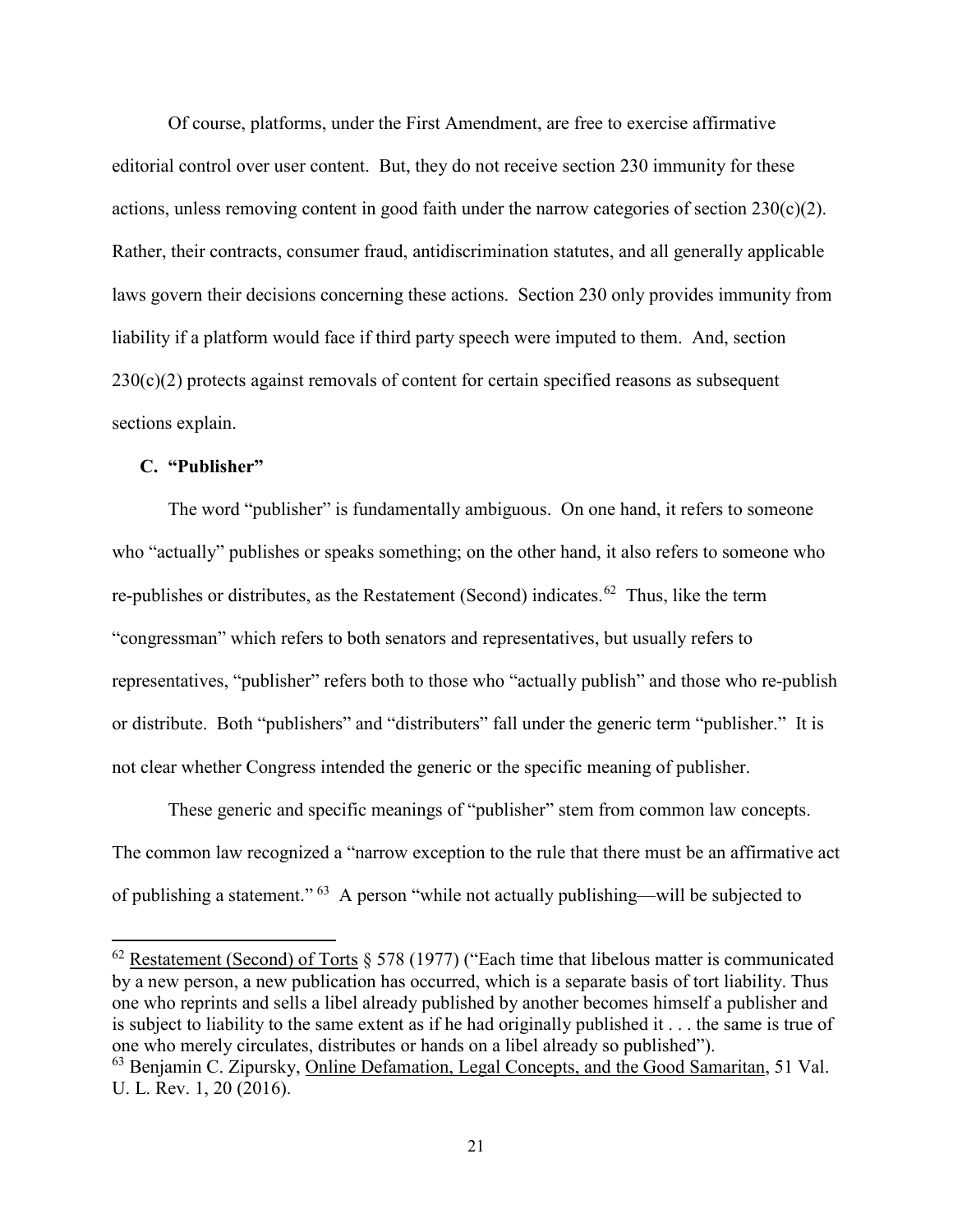Of course, platforms, under the First Amendment, are free to exercise affirmative editorial control over user content. But, they do not receive section 230 immunity for these actions, unless removing content in good faith under the narrow categories of section 230(c)(2). Rather, their contracts, consumer fraud, antidiscrimination statutes, and all generally applicable laws govern their decisions concerning these actions. Section 230 only provides immunity from liability if a platform would face if third party speech were imputed to them. And, section 230(c)(2) protects against removals of content for certain specified reasons as subsequent sections explain.

### C. "Publisher"

The word "publisher" is fundamentally ambiguous. On one hand, it refers to someone who "actually" publishes or speaks something; on the other hand, it also refers to someone who re-publishes or distributes, as the Restatement (Second) indicates.[62] Thus, like the term "congressman" which refers to both senators and representatives, but usually refers to representatives, "publisher" refers both to those who "actually publish" and those who re-publish or distribute. Both "publishers" and "distributers" fall under the generic term "publisher." It is not clear whether Congress intended the generic or the specific meaning of publisher.

These generic and specific meanings of "publisher" stem from common law concepts. The common law recognized a "narrow exception to the rule that there must be an affirmative act of publishing a statement."[63] A person "while not actually publishing—will be subjected to

---

[62] Restatement (Second) of Torts § 578 (1977) ("Each time that libelous matter is communicated by a new person, a new publication has occurred, which is a separate basis of tort liability. Thus one who reprints and sells a libel already published by another becomes himself a publisher and is subject to liability to the same extent as if he had originally published it . . . the same is true of one who merely circulates, distributes or hands on a libel already so published").

[63] Benjamin C. Zipursky, Online Defamation, Legal Concepts, and the Good Samaritan, 51 Val. U. L. Rev. 1, 20 (2016).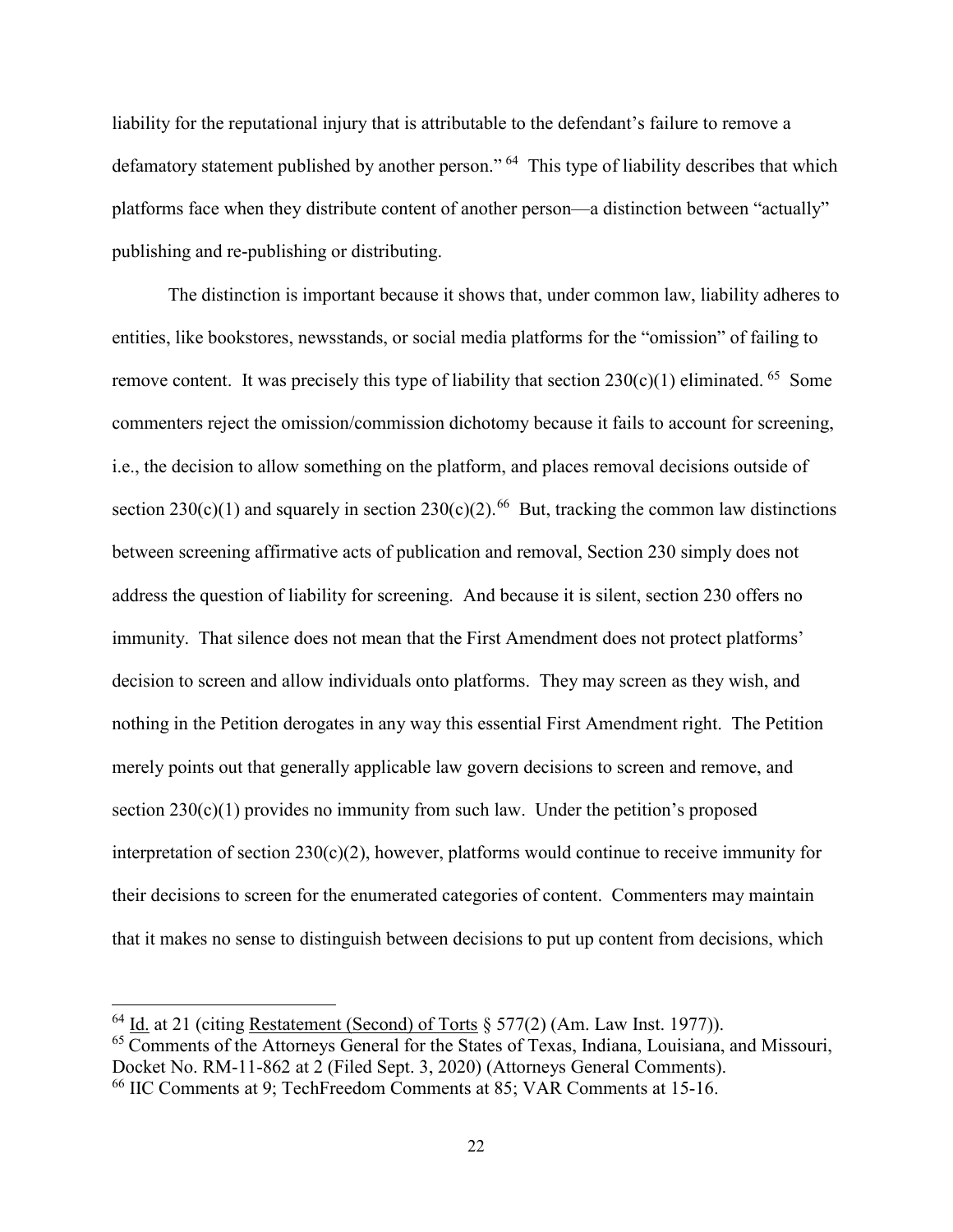liability for the reputational injury that is attributable to the defendant's failure to remove a defamatory statement published by another person."[64] This type of liability describes that which platforms face when they distribute content of another person—a distinction between "actually" publishing and re-publishing or distributing.

The distinction is important because it shows that, under common law, liability adheres to entities, like bookstores, newsstands, or social media platforms for the "omission" of failing to remove content. It was precisely this type of liability that section 230(c)(1) eliminated.[65] Some commenters reject the omission/commission dichotomy because it fails to account for screening, i.e., the decision to allow something on the platform, and places removal decisions outside of section 230(c)(1) and squarely in section 230(c)(2).[66] But, tracking the common law distinctions between screening affirmative acts of publication and removal, Section 230 simply does not address the question of liability for screening. And because it is silent, section 230 offers no immunity. That silence does not mean that the First Amendment does not protect platforms' decision to screen and allow individuals onto platforms. They may screen as they wish, and nothing in the Petition derogates in any way this essential First Amendment right. The Petition merely points out that generally applicable law govern decisions to screen and remove, and section 230(c)(1) provides no immunity from such law. Under the petition's proposed interpretation of section 230(c)(2), however, platforms would continue to receive immunity for their decisions to screen for the enumerated categories of content. Commenters may maintain that it makes no sense to distinguish between decisions to put up content from decisions, which

---

[64] Id. at 21 (citing Restatement (Second) of Torts § 577(2) (Am. Law Inst. 1977)).

[65] Comments of the Attorneys General for the States of Texas, Indiana, Louisiana, and Missouri, Docket No. RM-11-862 at 2 (Filed Sept. 3, 2020) (Attorneys General Comments).

[66] IIC Comments at 9; TechFreedom Comments at 85; VAR Comments at 15-16.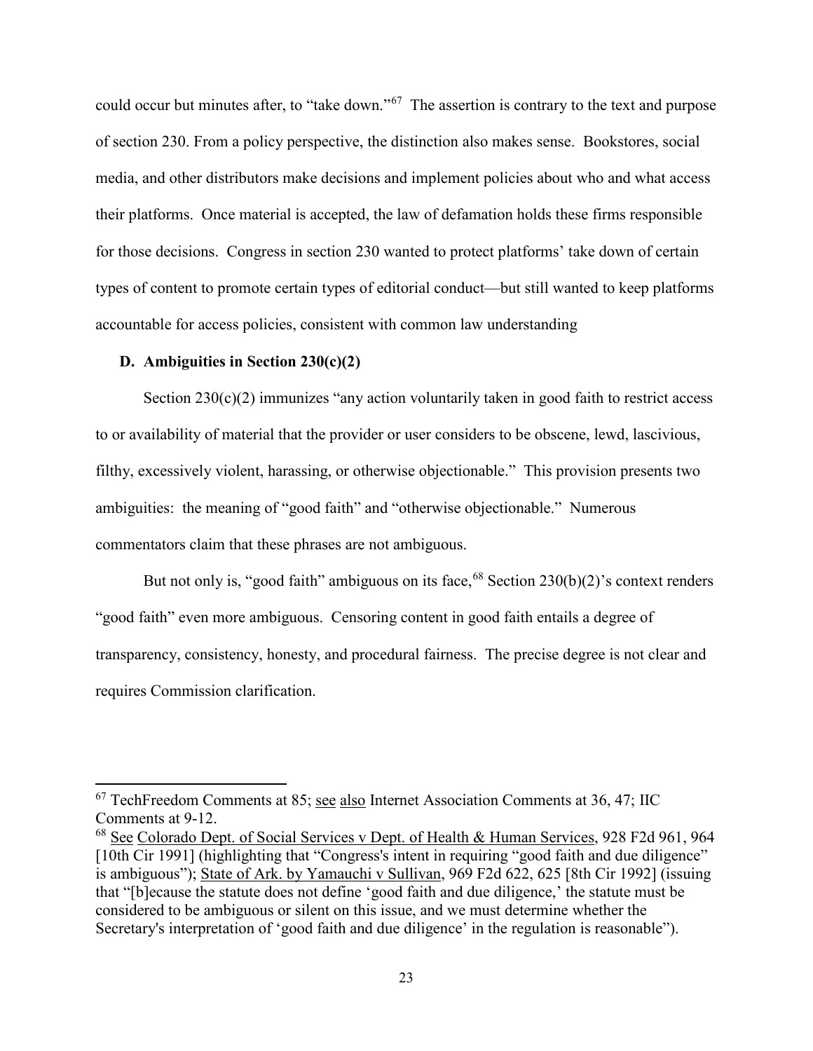could occur but minutes after, to "take down."[67] The assertion is contrary to the text and purpose of section 230. From a policy perspective, the distinction also makes sense. Bookstores, social media, and other distributors make decisions and implement policies about who and what access their platforms. Once material is accepted, the law of defamation holds these firms responsible for those decisions. Congress in section 230 wanted to protect platforms' take down of certain types of content to promote certain types of editorial conduct—but still wanted to keep platforms accountable for access policies, consistent with common law understanding

### D. Ambiguities in Section 230(c)(2)

Section 230(c)(2) immunizes "any action voluntarily taken in good faith to restrict access to or availability of material that the provider or user considers to be obscene, lewd, lascivious, filthy, excessively violent, harassing, or otherwise objectionable." This provision presents two ambiguities: the meaning of "good faith" and "otherwise objectionable." Numerous commentators claim that these phrases are not ambiguous.

But not only is, "good faith" ambiguous on its face,[68] Section 230(b)(2)'s context renders "good faith" even more ambiguous. Censoring content in good faith entails a degree of transparency, consistency, honesty, and procedural fairness. The precise degree is not clear and requires Commission clarification.

---

[67] TechFreedom Comments at 85; see also Internet Association Comments at 36, 47; IIC Comments at 9-12.

[68] See Colorado Dept. of Social Services v Dept. of Health & Human Services, 928 F2d 961, 964 [10th Cir 1991] (highlighting that "Congress's intent in requiring "good faith and due diligence" is ambiguous"); State of Ark. by Yamauchi v Sullivan, 969 F2d 622, 625 [8th Cir 1992] (issuing that "[b]ecause the statute does not define 'good faith and due diligence,' the statute must be considered to be ambiguous or silent on this issue, and we must determine whether the Secretary's interpretation of 'good faith and due diligence' in the regulation is reasonable").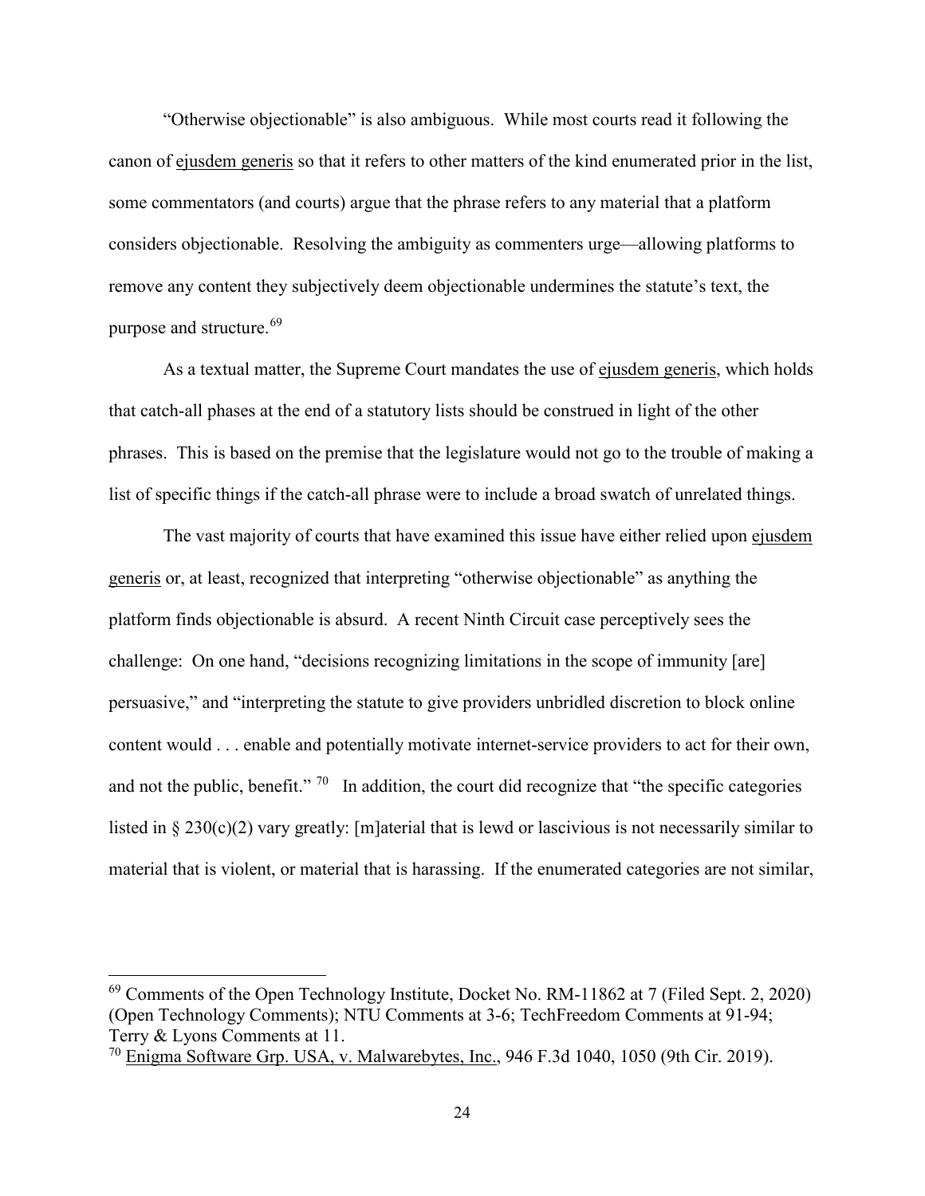"Otherwise objectionable" is also ambiguous. While most courts read it following the canon of ejusdem generis so that it refers to other matters of the kind enumerated prior in the list, some commentators (and courts) argue that the phrase refers to any material that a platform considers objectionable. Resolving the ambiguity as commenters urge—allowing platforms to remove any content they subjectively deem objectionable undermines the statute's text, the purpose and structure.[69]

As a textual matter, the Supreme Court mandates the use of ejusdem generis, which holds that catch-all phases at the end of a statutory lists should be construed in light of the other phrases. This is based on the premise that the legislature would not go to the trouble of making a list of specific things if the catch-all phrase were to include a broad swatch of unrelated things.

The vast majority of courts that have examined this issue have either relied upon ejusdem generis or, at least, recognized that interpreting "otherwise objectionable" as anything the platform finds objectionable is absurd. A recent Ninth Circuit case perceptively sees the challenge: On one hand, "decisions recognizing limitations in the scope of immunity [are] persuasive," and "interpreting the statute to give providers unbridled discretion to block online content would . . . enable and potentially motivate internet-service providers to act for their own, and not the public, benefit."[70] In addition, the court did recognize that "the specific categories listed in § 230(c)(2) vary greatly: [m]aterial that is lewd or lascivious is not necessarily similar to material that is violent, or material that is harassing. If the enumerated categories are not similar,

---

[69] Comments of the Open Technology Institute, Docket No. RM-11862 at 7 (Filed Sept. 2, 2020) (Open Technology Comments); NTU Comments at 3-6; TechFreedom Comments at 91-94; Terry & Lyons Comments at 11.

[70] Enigma Software Grp. USA, v. Malwarebytes, Inc., 946 F.3d 1040, 1050 (9th Cir. 2019).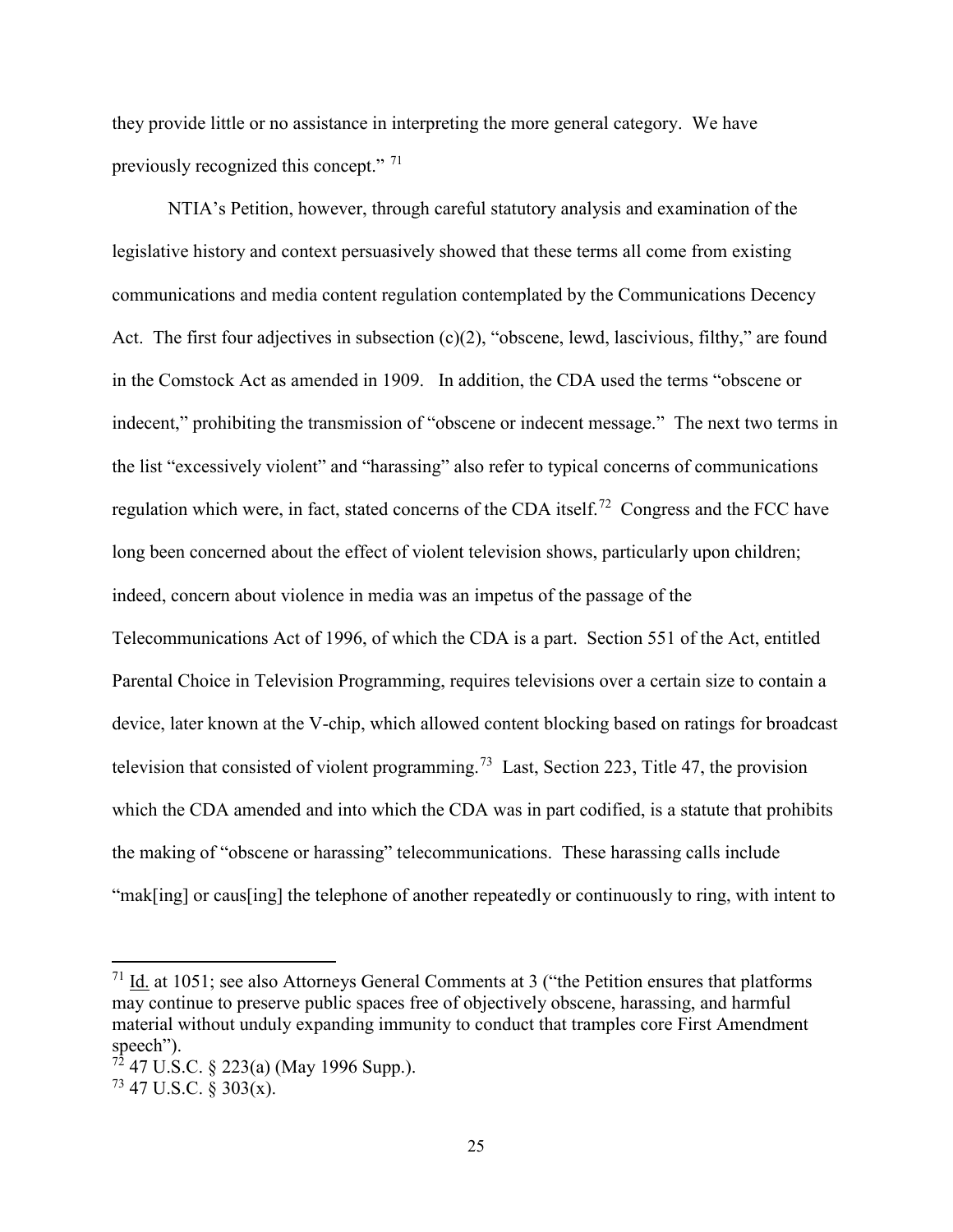they provide little or no assistance in interpreting the more general category. We have previously recognized this concept." [71]

NTIA's Petition, however, through careful statutory analysis and examination of the legislative history and context persuasively showed that these terms all come from existing communications and media content regulation contemplated by the Communications Decency Act. The first four adjectives in subsection (c)(2), "obscene, lewd, lascivious, filthy," are found in the Comstock Act as amended in 1909. In addition, the CDA used the terms "obscene or indecent," prohibiting the transmission of "obscene or indecent message." The next two terms in the list "excessively violent" and "harassing" also refer to typical concerns of communications regulation which were, in fact, stated concerns of the CDA itself.[72] Congress and the FCC have long been concerned about the effect of violent television shows, particularly upon children; indeed, concern about violence in media was an impetus of the passage of the Telecommunications Act of 1996, of which the CDA is a part. Section 551 of the Act, entitled Parental Choice in Television Programming, requires televisions over a certain size to contain a device, later known at the V-chip, which allowed content blocking based on ratings for broadcast television that consisted of violent programming.[73] Last, Section 223, Title 47, the provision which the CDA amended and into which the CDA was in part codified, is a statute that prohibits the making of "obscene or harassing" telecommunications. These harassing calls include "mak[ing] or caus[ing] the telephone of another repeatedly or continuously to ring, with intent to

---

[71] Id. at 1051; see also Attorneys General Comments at 3 ("the Petition ensures that platforms may continue to preserve public spaces free of objectively obscene, harassing, and harmful material without unduly expanding immunity to conduct that tramples core First Amendment speech").

[72] 47 U.S.C. § 223(a) (May 1996 Supp.).

[73] 47 U.S.C. § 303(x).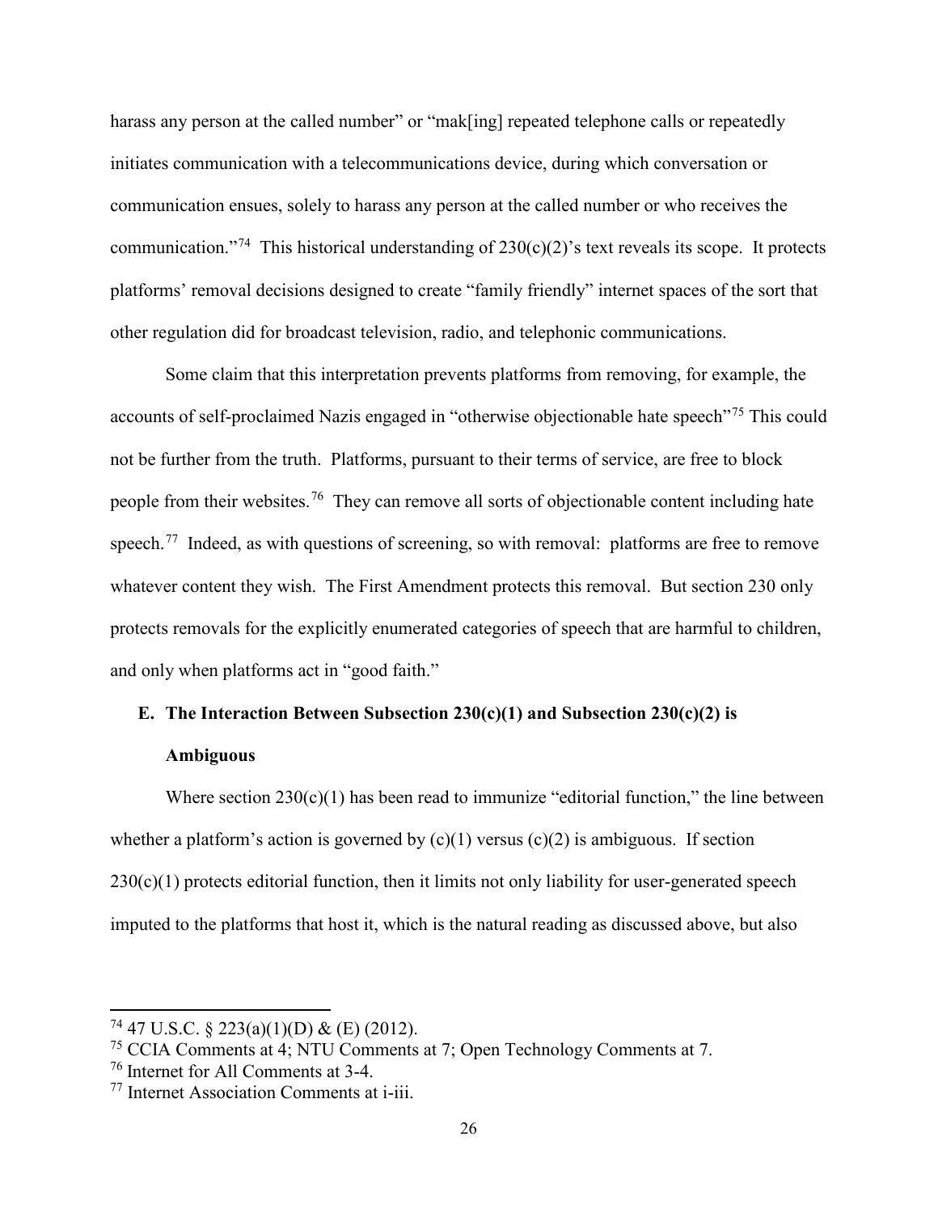harass any person at the called number" or "mak[ing] repeated telephone calls or repeatedly initiates communication with a telecommunications device, during which conversation or communication ensues, solely to harass any person at the called number or who receives the communication."[74] This historical understanding of 230(c)(2)'s text reveals its scope. It protects platforms' removal decisions designed to create "family friendly" internet spaces of the sort that other regulation did for broadcast television, radio, and telephonic communications.

Some claim that this interpretation prevents platforms from removing, for example, the accounts of self-proclaimed Nazis engaged in "otherwise objectionable hate speech"[75] This could not be further from the truth. Platforms, pursuant to their terms of service, are free to block people from their websites.[76] They can remove all sorts of objectionable content including hate speech.[77] Indeed, as with questions of screening, so with removal: platforms are free to remove whatever content they wish. The First Amendment protects this removal. But section 230 only protects removals for the explicitly enumerated categories of speech that are harmful to children, and only when platforms act in "good faith."

## E. The Interaction Between Subsection 230(c)(1) and Subsection 230(c)(2) is Ambiguous

Where section 230(c)(1) has been read to immunize "editorial function," the line between whether a platform's action is governed by (c)(1) versus (c)(2) is ambiguous. If section 230(c)(1) protects editorial function, then it limits not only liability for user-generated speech imputed to the platforms that host it, which is the natural reading as discussed above, but also

---

[74] 47 U.S.C. § 223(a)(1)(D) & (E) (2012).

[75] CCIA Comments at 4; NTU Comments at 7; Open Technology Comments at 7.

[76] Internet for All Comments at 3-4.

[77] Internet Association Comments at i-iii.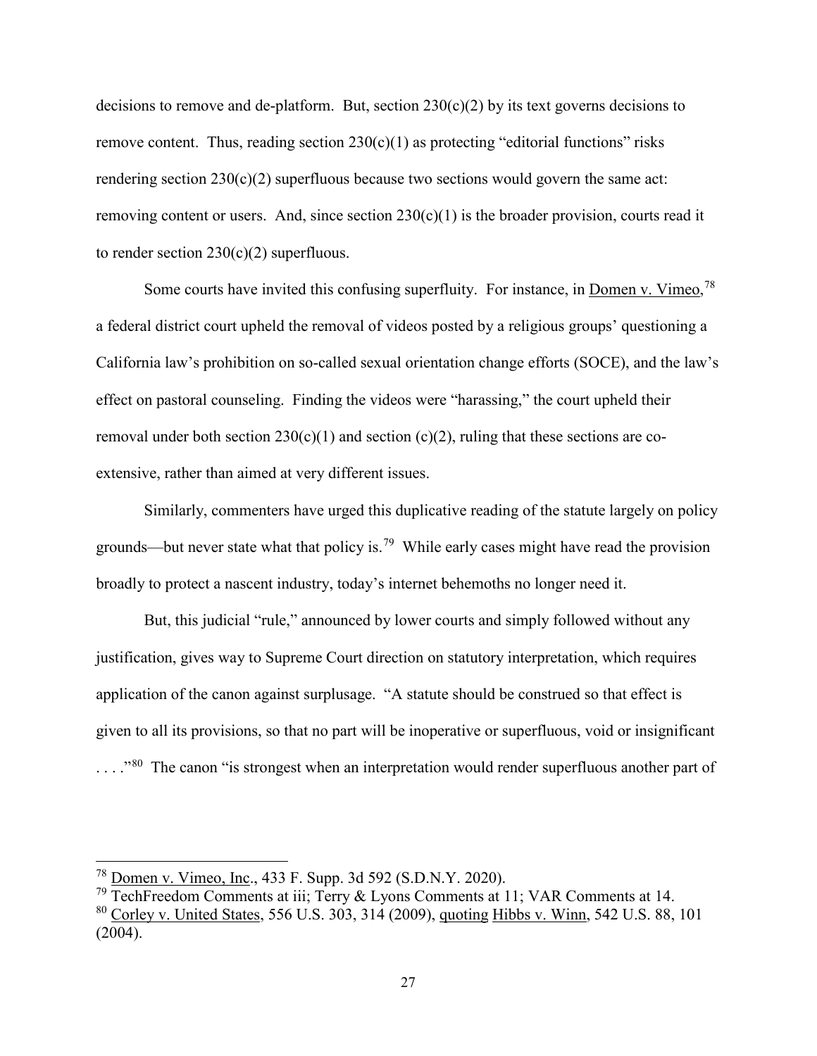decisions to remove and de-platform. But, section 230(c)(2) by its text governs decisions to remove content. Thus, reading section 230(c)(1) as protecting "editorial functions" risks rendering section 230(c)(2) superfluous because two sections would govern the same act: removing content or users. And, since section 230(c)(1) is the broader provision, courts read it to render section 230(c)(2) superfluous.

Some courts have invited this confusing superfluity. For instance, in Domen v. Vimeo,[78] a federal district court upheld the removal of videos posted by a religious groups' questioning a California law's prohibition on so-called sexual orientation change efforts (SOCE), and the law's effect on pastoral counseling. Finding the videos were "harassing," the court upheld their removal under both section 230(c)(1) and section (c)(2), ruling that these sections are co-extensive, rather than aimed at very different issues.

Similarly, commenters have urged this duplicative reading of the statute largely on policy grounds—but never state what that policy is.[79] While early cases might have read the provision broadly to protect a nascent industry, today's internet behemoths no longer need it.

But, this judicial "rule," announced by lower courts and simply followed without any justification, gives way to Supreme Court direction on statutory interpretation, which requires application of the canon against surplusage. "A statute should be construed so that effect is given to all its provisions, so that no part will be inoperative or superfluous, void or insignificant . . . ."[80] The canon "is strongest when an interpretation would render superfluous another part of

---

[78] Domen v. Vimeo, Inc., 433 F. Supp. 3d 592 (S.D.N.Y. 2020).

[79] TechFreedom Comments at iii; Terry & Lyons Comments at 11; VAR Comments at 14.

[80] Corley v. United States, 556 U.S. 303, 314 (2009), quoting Hibbs v. Winn, 542 U.S. 88, 101 (2004).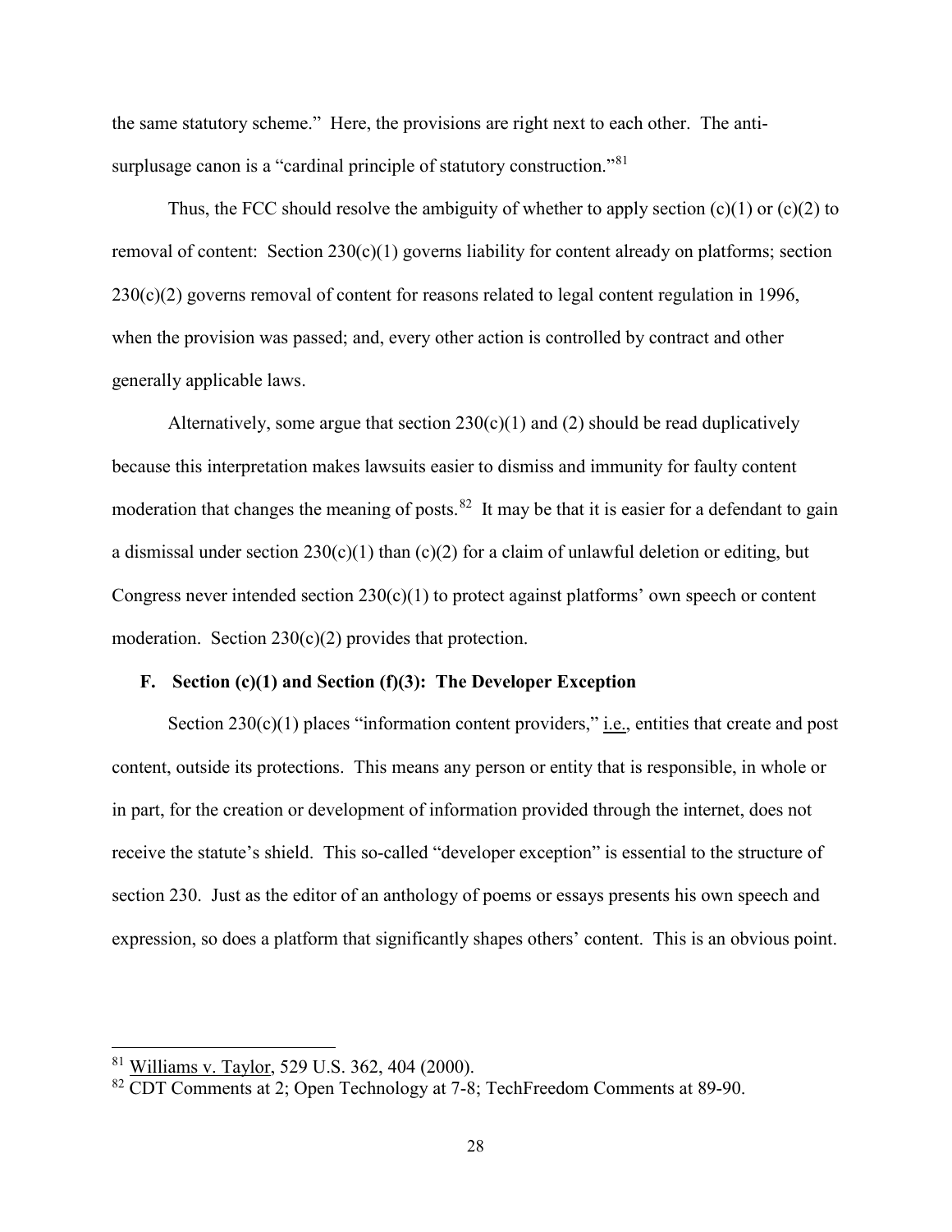the same statutory scheme." Here, the provisions are right next to each other. The anti-surplusage canon is a "cardinal principle of statutory construction."[81]

Thus, the FCC should resolve the ambiguity of whether to apply section (c)(1) or (c)(2) to removal of content: Section 230(c)(1) governs liability for content already on platforms; section 230(c)(2) governs removal of content for reasons related to legal content regulation in 1996, when the provision was passed; and, every other action is controlled by contract and other generally applicable laws.

Alternatively, some argue that section 230(c)(1) and (2) should be read duplicatively because this interpretation makes lawsuits easier to dismiss and immunity for faulty content moderation that changes the meaning of posts.[82] It may be that it is easier for a defendant to gain a dismissal under section 230(c)(1) than (c)(2) for a claim of unlawful deletion or editing, but Congress never intended section 230(c)(1) to protect against platforms' own speech or content moderation. Section 230(c)(2) provides that protection.

### F. Section (c)(1) and Section (f)(3): The Developer Exception

Section 230(c)(1) places "information content providers," i.e., entities that create and post content, outside its protections. This means any person or entity that is responsible, in whole or in part, for the creation or development of information provided through the internet, does not receive the statute's shield. This so-called "developer exception" is essential to the structure of section 230. Just as the editor of an anthology of poems or essays presents his own speech and expression, so does a platform that significantly shapes others' content. This is an obvious point.

---

[81] Williams v. Taylor, 529 U.S. 362, 404 (2000).

[82] CDT Comments at 2; Open Technology at 7-8; TechFreedom Comments at 89-90.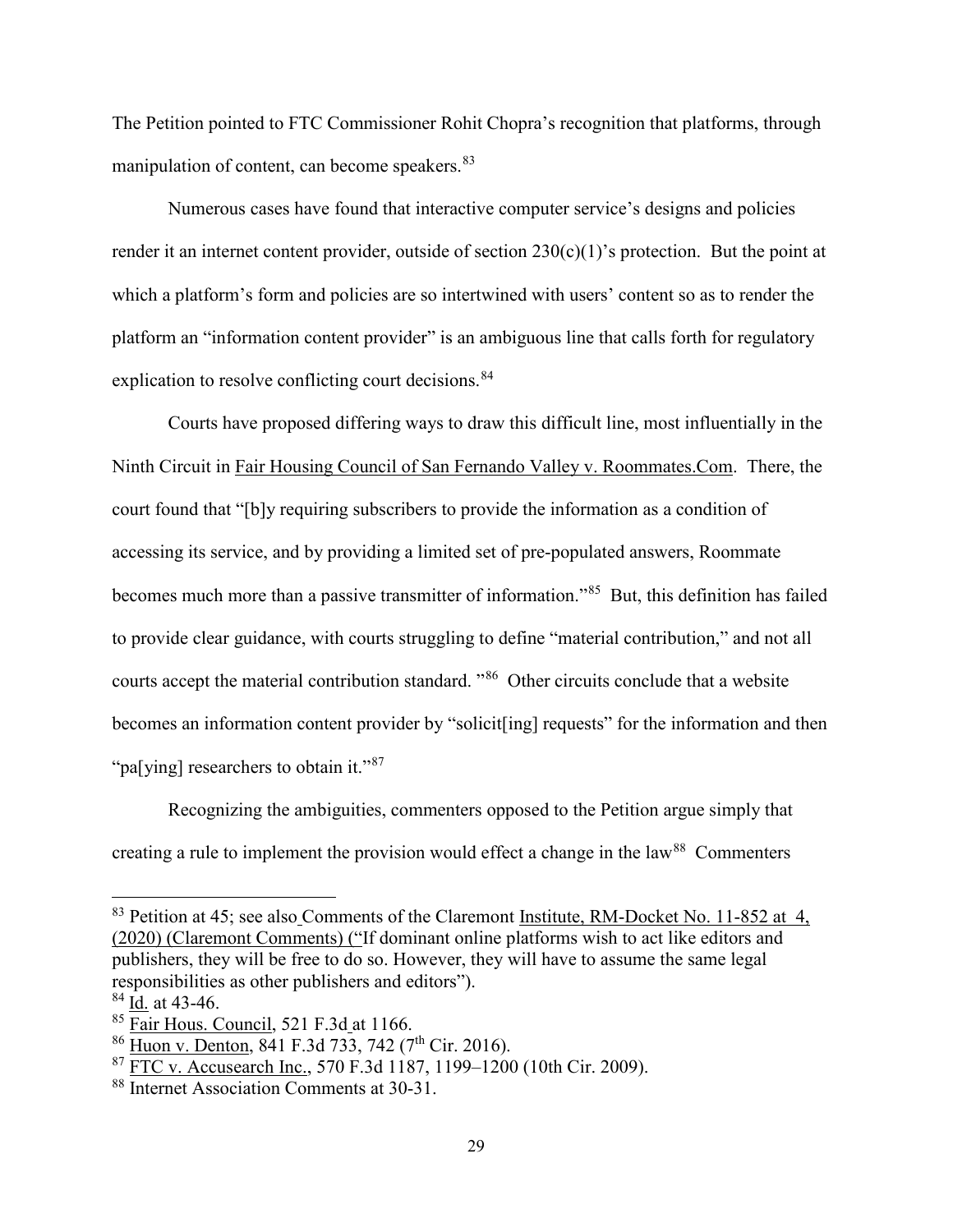The Petition pointed to FTC Commissioner Rohit Chopra's recognition that platforms, through manipulation of content, can become speakers.[83]

Numerous cases have found that interactive computer service's designs and policies render it an internet content provider, outside of section 230(c)(1)'s protection. But the point at which a platform's form and policies are so intertwined with users' content so as to render the platform an "information content provider" is an ambiguous line that calls forth for regulatory explication to resolve conflicting court decisions.[84]

Courts have proposed differing ways to draw this difficult line, most influentially in the Ninth Circuit in Fair Housing Council of San Fernando Valley v. Roommates.Com. There, the court found that "[b]y requiring subscribers to provide the information as a condition of accessing its service, and by providing a limited set of pre-populated answers, Roommate becomes much more than a passive transmitter of information."[85] But, this definition has failed to provide clear guidance, with courts struggling to define "material contribution," and not all courts accept the material contribution standard. "[86] Other circuits conclude that a website becomes an information content provider by "solicit[ing] requests" for the information and then "pa[ying] researchers to obtain it."[87]

Recognizing the ambiguities, commenters opposed to the Petition argue simply that creating a rule to implement the provision would effect a change in the law[88] Commenters

---

[83] Petition at 45; see also Comments of the Claremont Institute, RM-Docket No. 11-852 at 4, (2020) (Claremont Comments) ("If dominant online platforms wish to act like editors and publishers, they will be free to do so. However, they will have to assume the same legal responsibilities as other publishers and editors").

[84] Id. at 43-46.

[85] Fair Hous. Council, 521 F.3d at 1166.

[86] Huon v. Denton, 841 F.3d 733, 742 (7th Cir. 2016).

[87] FTC v. Accusearch Inc., 570 F.3d 1187, 1199–1200 (10th Cir. 2009).

[88] Internet Association Comments at 30-31.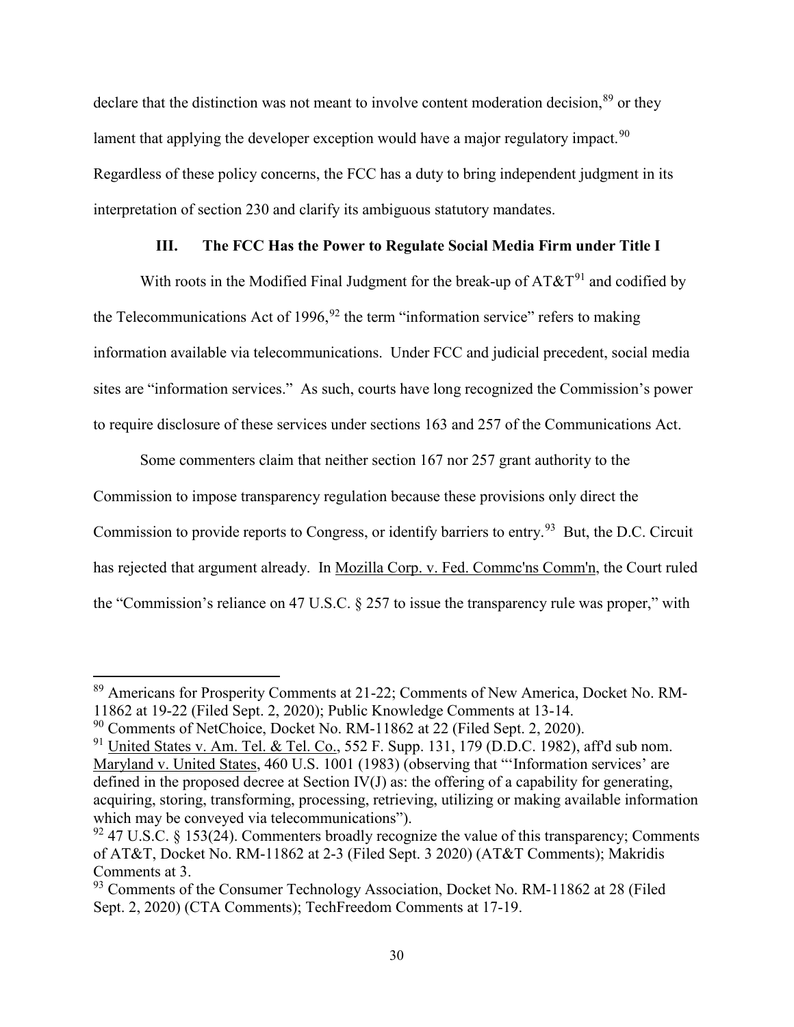declare that the distinction was not meant to involve content moderation decision,[89] or they lament that applying the developer exception would have a major regulatory impact.[90] Regardless of these policy concerns, the FCC has a duty to bring independent judgment in its interpretation of section 230 and clarify its ambiguous statutory mandates.

### III. The FCC Has the Power to Regulate Social Media Firm under Title I

With roots in the Modified Final Judgment for the break-up of AT&T[91] and codified by the Telecommunications Act of 1996,[92] the term "information service" refers to making information available via telecommunications. Under FCC and judicial precedent, social media sites are "information services." As such, courts have long recognized the Commission's power to require disclosure of these services under sections 163 and 257 of the Communications Act.

Some commenters claim that neither section 167 nor 257 grant authority to the Commission to impose transparency regulation because these provisions only direct the Commission to provide reports to Congress, or identify barriers to entry.[93] But, the D.C. Circuit has rejected that argument already. In Mozilla Corp. v. Fed. Commc'ns Comm'n, the Court ruled the "Commission's reliance on 47 U.S.C. § 257 to issue the transparency rule was proper," with

---

[89] Americans for Prosperity Comments at 21-22; Comments of New America, Docket No. RM-11862 at 19-22 (Filed Sept. 2, 2020); Public Knowledge Comments at 13-14.

[90] Comments of NetChoice, Docket No. RM-11862 at 22 (Filed Sept. 2, 2020).

[91] United States v. Am. Tel. & Tel. Co., 552 F. Supp. 131, 179 (D.D.C. 1982), aff'd sub nom. Maryland v. United States, 460 U.S. 1001 (1983) (observing that "'Information services' are defined in the proposed decree at Section IV(J) as: the offering of a capability for generating, acquiring, storing, transforming, processing, retrieving, utilizing or making available information which may be conveyed via telecommunications").

[92] 47 U.S.C. § 153(24). Commenters broadly recognize the value of this transparency; Comments of AT&T, Docket No. RM-11862 at 2-3 (Filed Sept. 3 2020) (AT&T Comments); Makridis Comments at 3.

[93] Comments of the Consumer Technology Association, Docket No. RM-11862 at 28 (Filed Sept. 2, 2020) (CTA Comments); TechFreedom Comments at 17-19.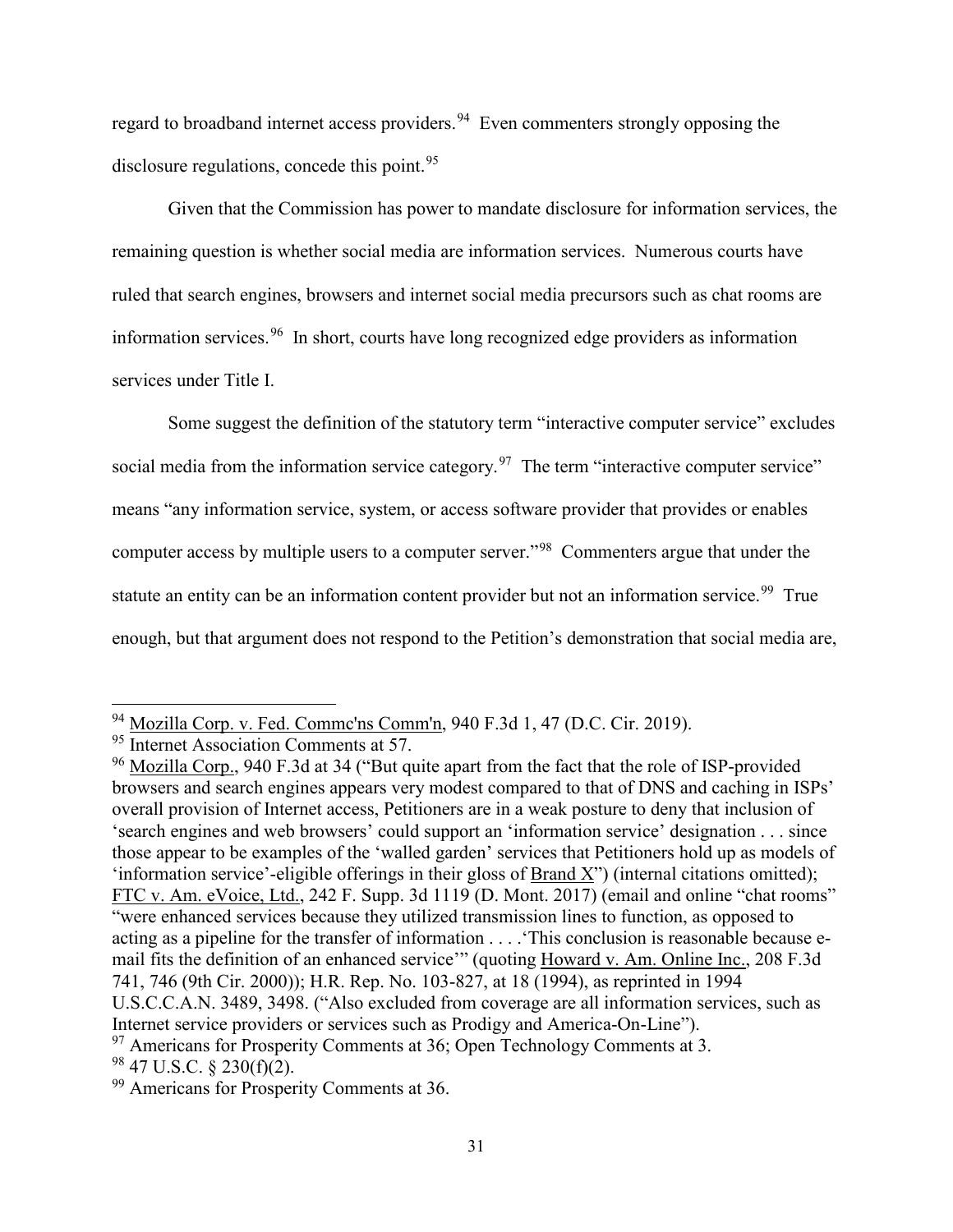regard to broadband internet access providers.[94] Even commenters strongly opposing the disclosure regulations, concede this point.[95]

Given that the Commission has power to mandate disclosure for information services, the remaining question is whether social media are information services. Numerous courts have ruled that search engines, browsers and internet social media precursors such as chat rooms are information services.[96] In short, courts have long recognized edge providers as information services under Title I.

Some suggest the definition of the statutory term "interactive computer service" excludes social media from the information service category.[97] The term "interactive computer service" means "any information service, system, or access software provider that provides or enables computer access by multiple users to a computer server."[98] Commenters argue that under the statute an entity can be an information content provider but not an information service.[99] True enough, but that argument does not respond to the Petition's demonstration that social media are,

---

[94] Mozilla Corp. v. Fed. Commc'ns Comm'n, 940 F.3d 1, 47 (D.C. Cir. 2019).

[95] Internet Association Comments at 57.

[96] Mozilla Corp., 940 F.3d at 34 ("But quite apart from the fact that the role of ISP-provided browsers and search engines appears very modest compared to that of DNS and caching in ISPs' overall provision of Internet access, Petitioners are in a weak posture to deny that inclusion of 'search engines and web browsers' could support an 'information service' designation . . . since those appear to be examples of the 'walled garden' services that Petitioners hold up as models of 'information service'-eligible offerings in their gloss of Brand X") (internal citations omitted); FTC v. Am. eVoice, Ltd., 242 F. Supp. 3d 1119 (D. Mont. 2017) (email and online "chat rooms" "were enhanced services because they utilized transmission lines to function, as opposed to acting as a pipeline for the transfer of information . . . .'This conclusion is reasonable because e-mail fits the definition of an enhanced service'" (quoting Howard v. Am. Online Inc., 208 F.3d 741, 746 (9th Cir. 2000)); H.R. Rep. No. 103-827, at 18 (1994), as reprinted in 1994 U.S.C.C.A.N. 3489, 3498. ("Also excluded from coverage are all information services, such as Internet service providers or services such as Prodigy and America-On-Line").

[97] Americans for Prosperity Comments at 36; Open Technology Comments at 3.

[98] 47 U.S.C. § 230(f)(2).

[99] Americans for Prosperity Comments at 36.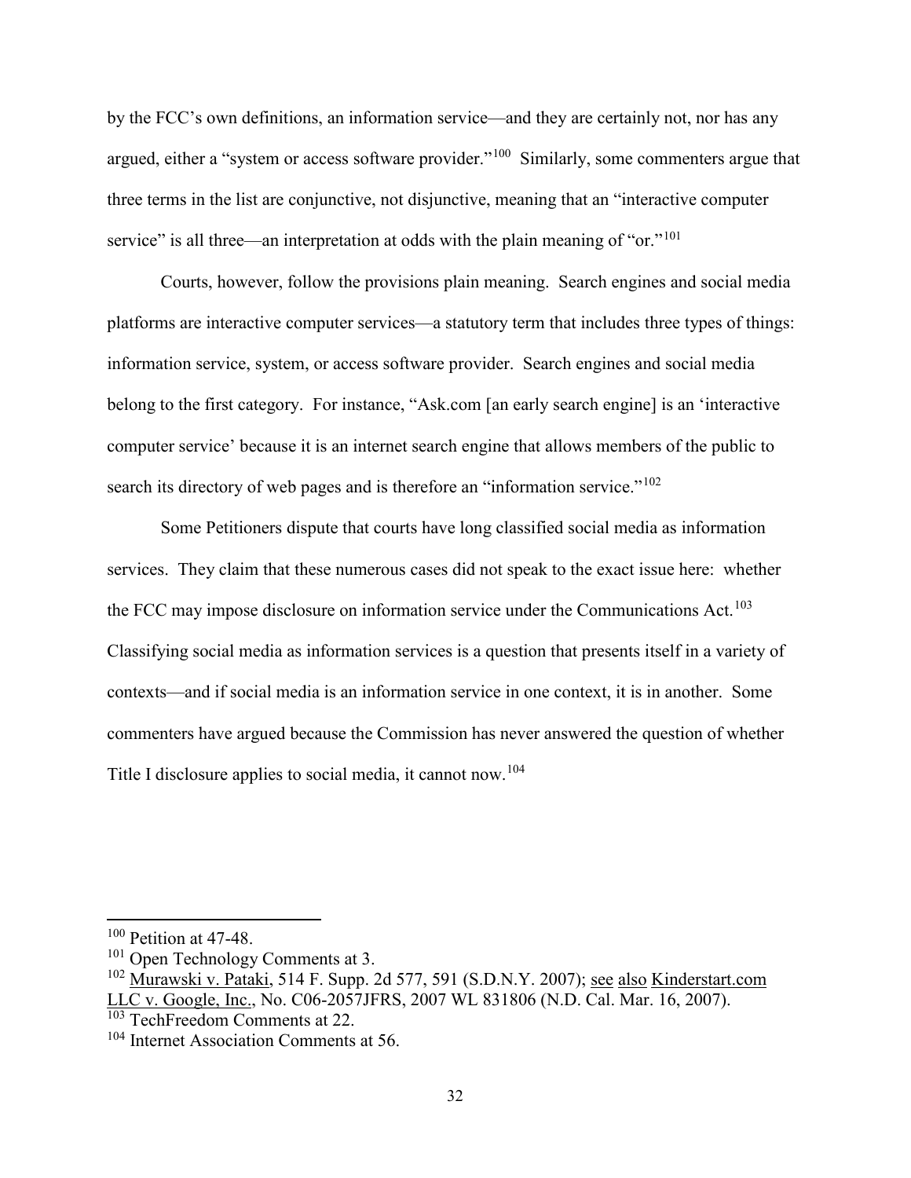by the FCC's own definitions, an information service—and they are certainly not, nor has any argued, either a "system or access software provider."[100] Similarly, some commenters argue that three terms in the list are conjunctive, not disjunctive, meaning that an "interactive computer service" is all three—an interpretation at odds with the plain meaning of "or."[101]

Courts, however, follow the provisions plain meaning. Search engines and social media platforms are interactive computer services—a statutory term that includes three types of things: information service, system, or access software provider. Search engines and social media belong to the first category. For instance, "Ask.com [an early search engine] is an 'interactive computer service' because it is an internet search engine that allows members of the public to search its directory of web pages and is therefore an "information service."[102]

Some Petitioners dispute that courts have long classified social media as information services. They claim that these numerous cases did not speak to the exact issue here: whether the FCC may impose disclosure on information service under the Communications Act.[103] Classifying social media as information services is a question that presents itself in a variety of contexts—and if social media is an information service in one context, it is in another. Some commenters have argued because the Commission has never answered the question of whether Title I disclosure applies to social media, it cannot now.[104]

---

[100] Petition at 47-48.

[101] Open Technology Comments at 3.

[102] Murawski v. Pataki, 514 F. Supp. 2d 577, 591 (S.D.N.Y. 2007); see also Kinderstart.com LLC v. Google, Inc., No. C06-2057JFRS, 2007 WL 831806 (N.D. Cal. Mar. 16, 2007).

[103] TechFreedom Comments at 22.

[104] Internet Association Comments at 56.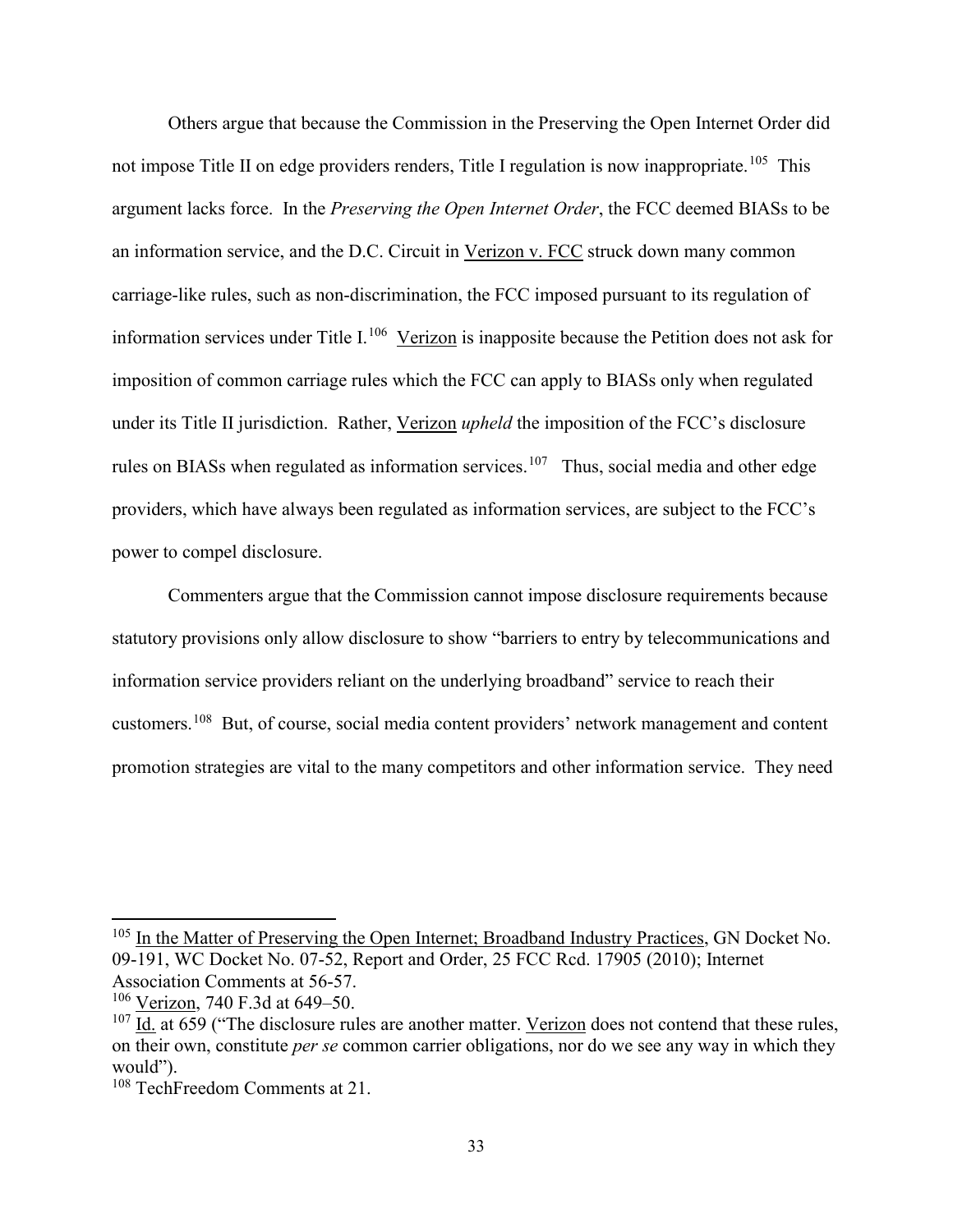Others argue that because the Commission in the Preserving the Open Internet Order did not impose Title II on edge providers renders, Title I regulation is now inappropriate.[105] This argument lacks force. In the *Preserving the Open Internet Order*, the FCC deemed BIASs to be an information service, and the D.C. Circuit in Verizon v. FCC struck down many common carriage-like rules, such as non-discrimination, the FCC imposed pursuant to its regulation of information services under Title I.[106] Verizon is inapposite because the Petition does not ask for imposition of common carriage rules which the FCC can apply to BIASs only when regulated under its Title II jurisdiction. Rather, Verizon *upheld* the imposition of the FCC's disclosure rules on BIASs when regulated as information services.[107] Thus, social media and other edge providers, which have always been regulated as information services, are subject to the FCC's power to compel disclosure.

Commenters argue that the Commission cannot impose disclosure requirements because statutory provisions only allow disclosure to show "barriers to entry by telecommunications and information service providers reliant on the underlying broadband" service to reach their customers.[108] But, of course, social media content providers' network management and content promotion strategies are vital to the many competitors and other information service. They need

---

[105] In the Matter of Preserving the Open Internet; Broadband Industry Practices, GN Docket No. 09-191, WC Docket No. 07-52, Report and Order, 25 FCC Rcd. 17905 (2010); Internet Association Comments at 56-57.

[106] Verizon, 740 F.3d at 649–50.

[107] Id. at 659 ("The disclosure rules are another matter. Verizon does not contend that these rules, on their own, constitute *per se* common carrier obligations, nor do we see any way in which they would").

[108] TechFreedom Comments at 21.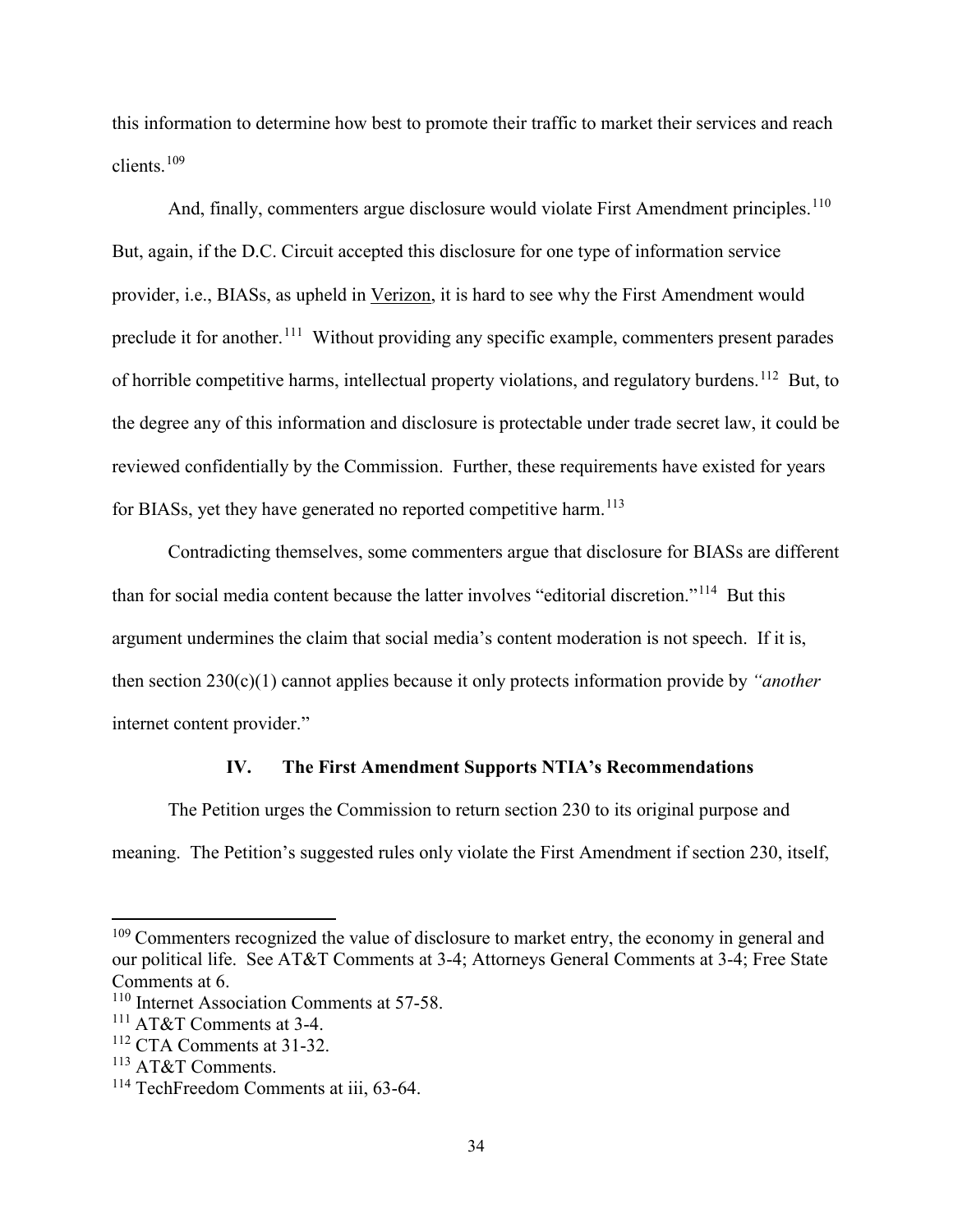this information to determine how best to promote their traffic to market their services and reach clients.[109]

And, finally, commenters argue disclosure would violate First Amendment principles.[110] But, again, if the D.C. Circuit accepted this disclosure for one type of information service provider, i.e., BIASs, as upheld in Verizon, it is hard to see why the First Amendment would preclude it for another.[111] Without providing any specific example, commenters present parades of horrible competitive harms, intellectual property violations, and regulatory burdens.[112] But, to the degree any of this information and disclosure is protectable under trade secret law, it could be reviewed confidentially by the Commission. Further, these requirements have existed for years for BIASs, yet they have generated no reported competitive harm.[113]

Contradicting themselves, some commenters argue that disclosure for BIASs are different than for social media content because the latter involves "editorial discretion."[114] But this argument undermines the claim that social media's content moderation is not speech. If it is, then section 230(c)(1) cannot applies because it only protects information provide by *"another* internet content provider."

### IV. The First Amendment Supports NTIA's Recommendations

The Petition urges the Commission to return section 230 to its original purpose and meaning. The Petition's suggested rules only violate the First Amendment if section 230, itself,

---

[109] Commenters recognized the value of disclosure to market entry, the economy in general and our political life. See AT&T Comments at 3-4; Attorneys General Comments at 3-4; Free State Comments at 6.

[110] Internet Association Comments at 57-58.

[111] AT&T Comments at 3-4.

[112] CTA Comments at 31-32.

[113] AT&T Comments.

[114] TechFreedom Comments at iii, 63-64.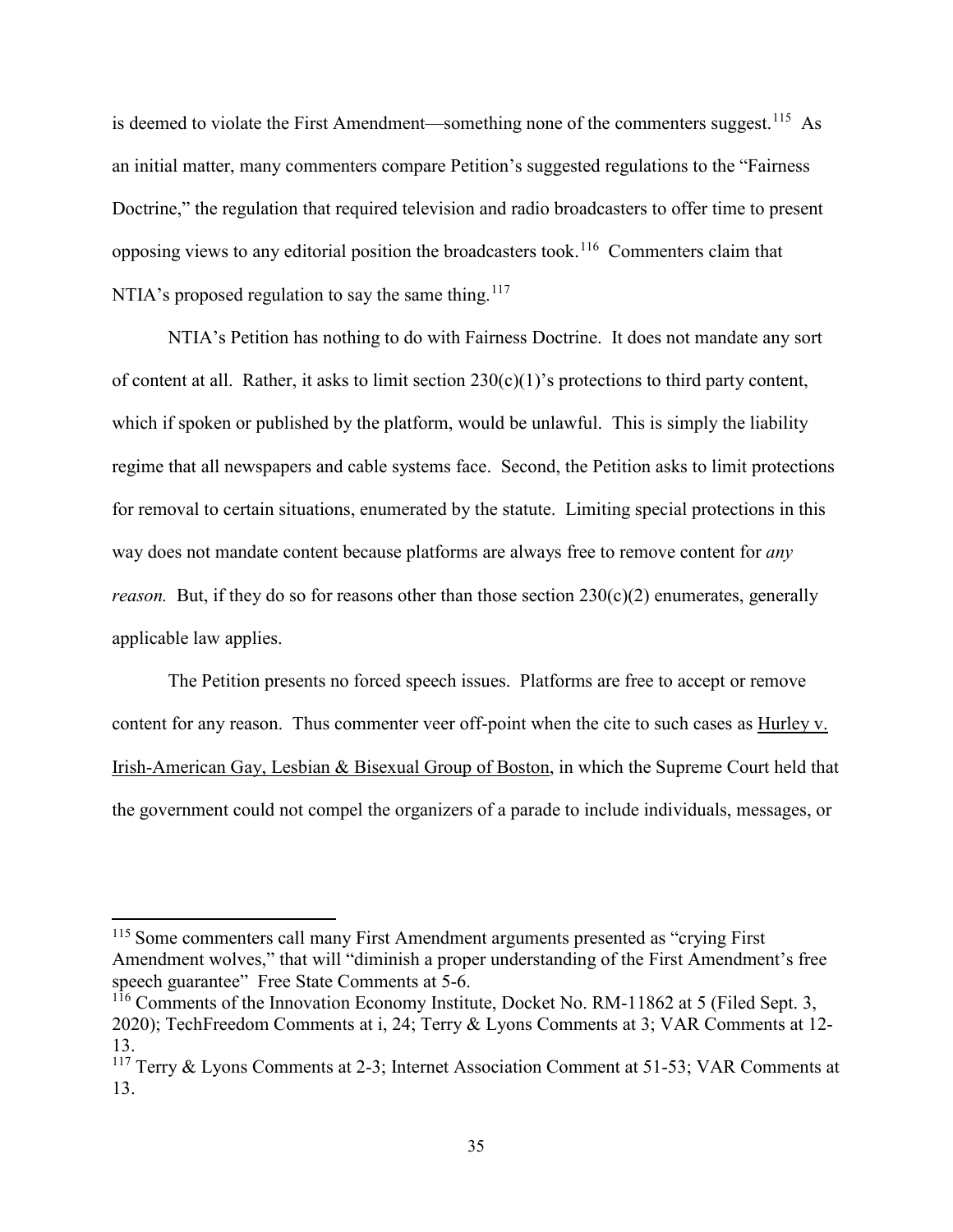is deemed to violate the First Amendment—something none of the commenters suggest.[115] As an initial matter, many commenters compare Petition's suggested regulations to the "Fairness Doctrine," the regulation that required television and radio broadcasters to offer time to present opposing views to any editorial position the broadcasters took.[116] Commenters claim that NTIA's proposed regulation to say the same thing.[117]

NTIA's Petition has nothing to do with Fairness Doctrine. It does not mandate any sort of content at all. Rather, it asks to limit section 230(c)(1)'s protections to third party content, which if spoken or published by the platform, would be unlawful. This is simply the liability regime that all newspapers and cable systems face. Second, the Petition asks to limit protections for removal to certain situations, enumerated by the statute. Limiting special protections in this way does not mandate content because platforms are always free to remove content for *any reason.* But, if they do so for reasons other than those section 230(c)(2) enumerates, generally applicable law applies.

The Petition presents no forced speech issues. Platforms are free to accept or remove content for any reason. Thus commenter veer off-point when the cite to such cases as Hurley v. Irish-American Gay, Lesbian & Bisexual Group of Boston, in which the Supreme Court held that the government could not compel the organizers of a parade to include individuals, messages, or

---

[115] Some commenters call many First Amendment arguments presented as "crying First Amendment wolves," that will "diminish a proper understanding of the First Amendment's free speech guarantee" Free State Comments at 5-6.

[116] Comments of the Innovation Economy Institute, Docket No. RM-11862 at 5 (Filed Sept. 3, 2020); TechFreedom Comments at i, 24; Terry & Lyons Comments at 3; VAR Comments at 12-13.

[117] Terry & Lyons Comments at 2-3; Internet Association Comment at 51-53; VAR Comments at 13.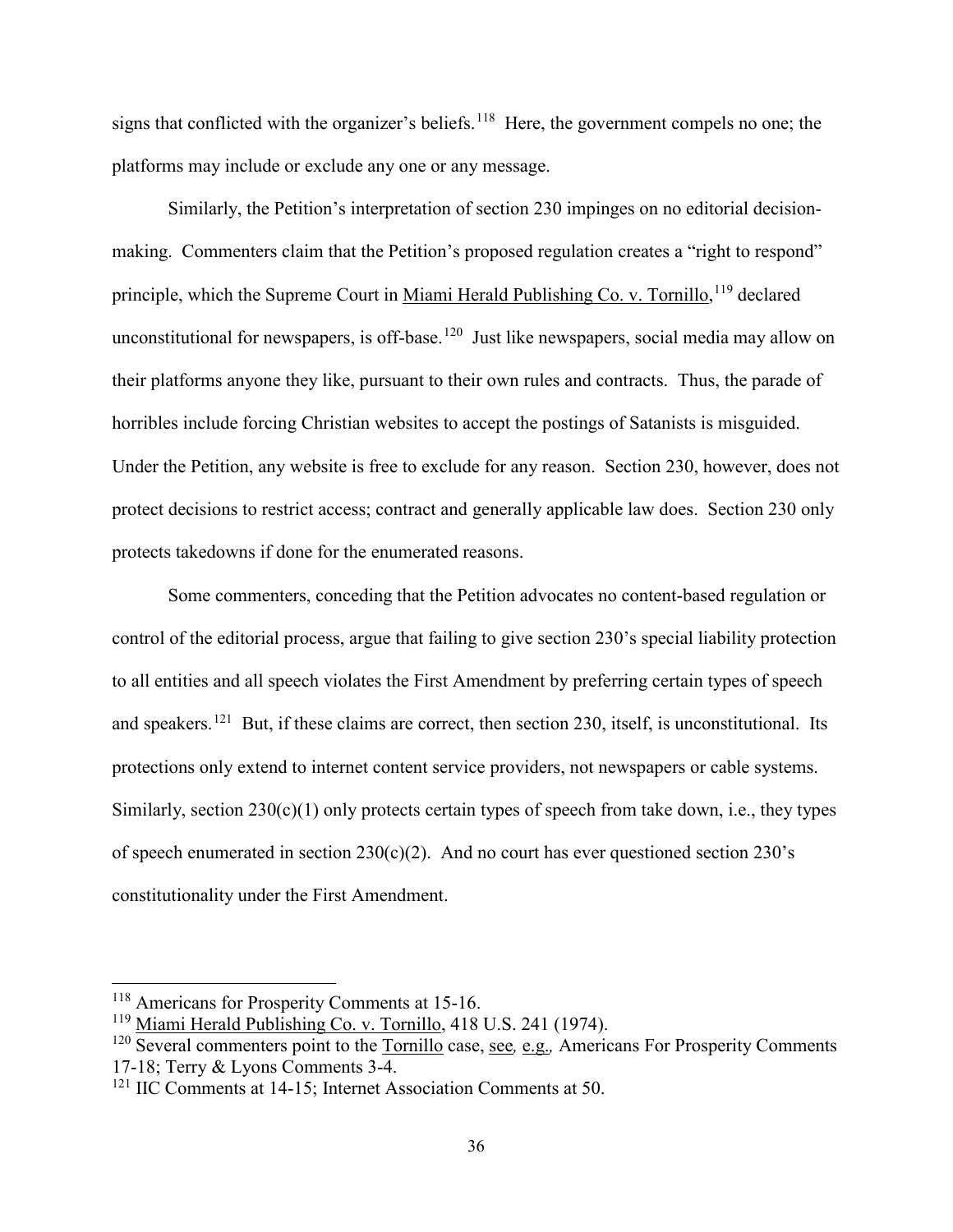signs that conflicted with the organizer's beliefs.[118] Here, the government compels no one; the platforms may include or exclude any one or any message.

Similarly, the Petition's interpretation of section 230 impinges on no editorial decision-making. Commenters claim that the Petition's proposed regulation creates a "right to respond" principle, which the Supreme Court in Miami Herald Publishing Co. v. Tornillo,[119] declared unconstitutional for newspapers, is off-base.[120] Just like newspapers, social media may allow on their platforms anyone they like, pursuant to their own rules and contracts. Thus, the parade of horribles include forcing Christian websites to accept the postings of Satanists is misguided. Under the Petition, any website is free to exclude for any reason. Section 230, however, does not protect decisions to restrict access; contract and generally applicable law does. Section 230 only protects takedowns if done for the enumerated reasons.

Some commenters, conceding that the Petition advocates no content-based regulation or control of the editorial process, argue that failing to give section 230's special liability protection to all entities and all speech violates the First Amendment by preferring certain types of speech and speakers.[121] But, if these claims are correct, then section 230, itself, is unconstitutional. Its protections only extend to internet content service providers, not newspapers or cable systems. Similarly, section 230(c)(1) only protects certain types of speech from take down, i.e., they types of speech enumerated in section 230(c)(2). And no court has ever questioned section 230's constitutionality under the First Amendment.

---

[118] Americans for Prosperity Comments at 15-16.

[119] Miami Herald Publishing Co. v. Tornillo, 418 U.S. 241 (1974).

[120] Several commenters point to the Tornillo case, see, e.g., Americans For Prosperity Comments 17-18; Terry & Lyons Comments 3-4.

[121] IIC Comments at 14-15; Internet Association Comments at 50.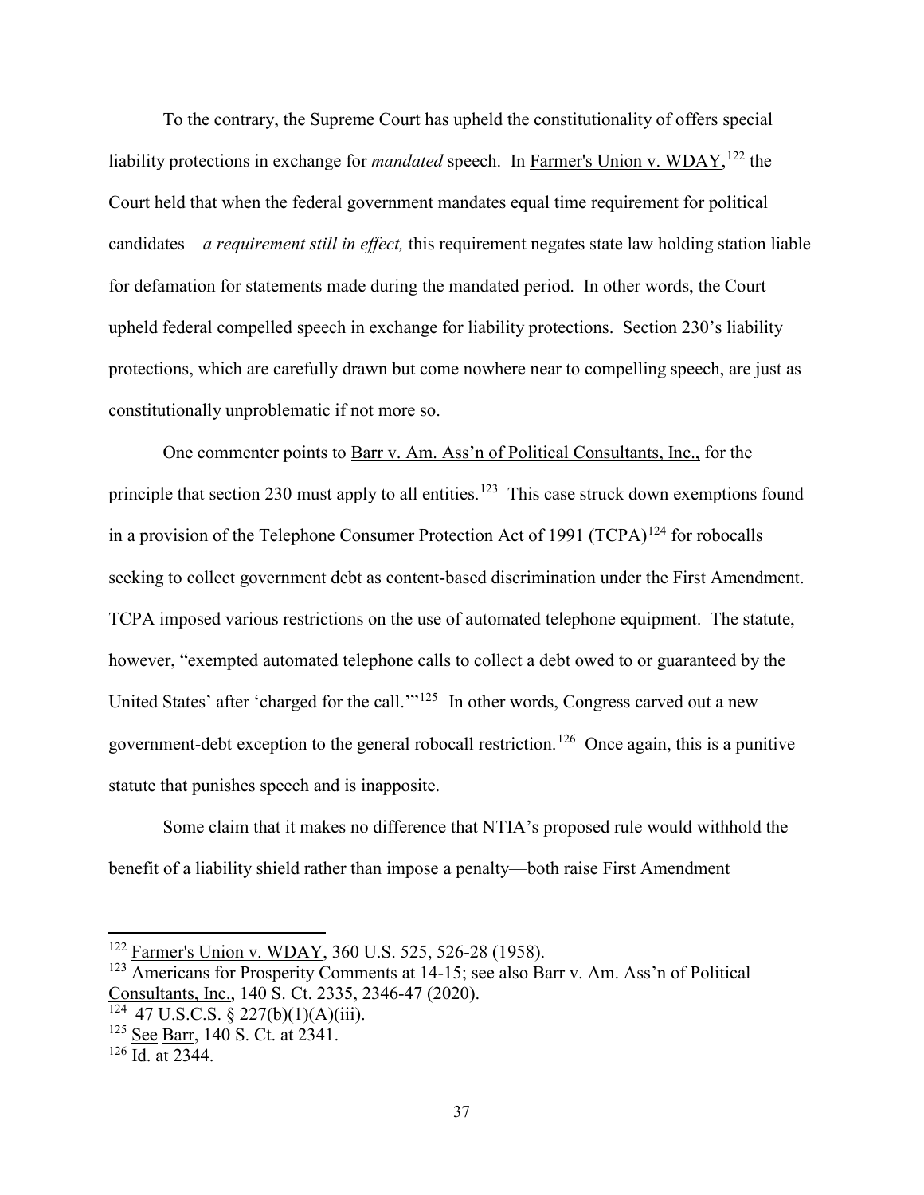To the contrary, the Supreme Court has upheld the constitutionality of offers special liability protections in exchange for *mandated* speech. In Farmer's Union v. WDAY,[122] the Court held that when the federal government mandates equal time requirement for political candidates—*a requirement still in effect,* this requirement negates state law holding station liable for defamation for statements made during the mandated period. In other words, the Court upheld federal compelled speech in exchange for liability protections. Section 230's liability protections, which are carefully drawn but come nowhere near to compelling speech, are just as constitutionally unproblematic if not more so.

One commenter points to Barr v. Am. Ass'n of Political Consultants, Inc., for the principle that section 230 must apply to all entities.[123] This case struck down exemptions found in a provision of the Telephone Consumer Protection Act of 1991 (TCPA)[124] for robocalls seeking to collect government debt as content-based discrimination under the First Amendment. TCPA imposed various restrictions on the use of automated telephone equipment. The statute, however, "exempted automated telephone calls to collect a debt owed to or guaranteed by the United States' after 'charged for the call.'"[125] In other words, Congress carved out a new government-debt exception to the general robocall restriction.[126] Once again, this is a punitive statute that punishes speech and is inapposite.

Some claim that it makes no difference that NTIA's proposed rule would withhold the benefit of a liability shield rather than impose a penalty—both raise First Amendment

---

[122] Farmer's Union v. WDAY, 360 U.S. 525, 526-28 (1958).

[123] Americans for Prosperity Comments at 14-15; see also Barr v. Am. Ass'n of Political Consultants, Inc., 140 S. Ct. 2335, 2346-47 (2020).

[124] 47 U.S.C.S. § 227(b)(1)(A)(iii).

[125] See Barr, 140 S. Ct. at 2341.

[126] Id. at 2344.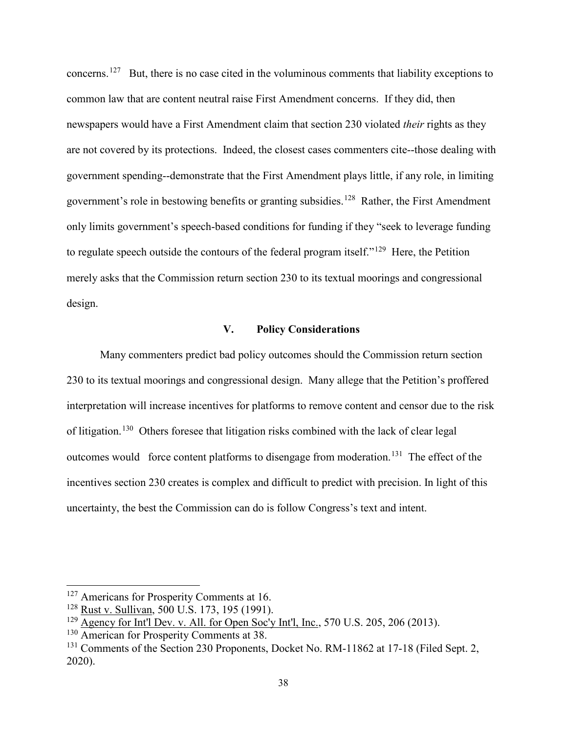concerns.[127] But, there is no case cited in the voluminous comments that liability exceptions to common law that are content neutral raise First Amendment concerns. If they did, then newspapers would have a First Amendment claim that section 230 violated *their* rights as they are not covered by its protections. Indeed, the closest cases commenters cite--those dealing with government spending--demonstrate that the First Amendment plays little, if any role, in limiting government's role in bestowing benefits or granting subsidies.[128] Rather, the First Amendment only limits government's speech-based conditions for funding if they "seek to leverage funding to regulate speech outside the contours of the federal program itself."[129] Here, the Petition merely asks that the Commission return section 230 to its textual moorings and congressional design.

## V. Policy Considerations

Many commenters predict bad policy outcomes should the Commission return section 230 to its textual moorings and congressional design. Many allege that the Petition's proffered interpretation will increase incentives for platforms to remove content and censor due to the risk of litigation.[130] Others foresee that litigation risks combined with the lack of clear legal outcomes would force content platforms to disengage from moderation.[131] The effect of the incentives section 230 creates is complex and difficult to predict with precision. In light of this uncertainty, the best the Commission can do is follow Congress's text and intent.

---

[127] Americans for Prosperity Comments at 16.

[128] Rust v. Sullivan, 500 U.S. 173, 195 (1991).

[129] Agency for Int'l Dev. v. All. for Open Soc'y Int'l, Inc., 570 U.S. 205, 206 (2013).

[130] American for Prosperity Comments at 38.

[131] Comments of the Section 230 Proponents, Docket No. RM-11862 at 17-18 (Filed Sept. 2, 2020).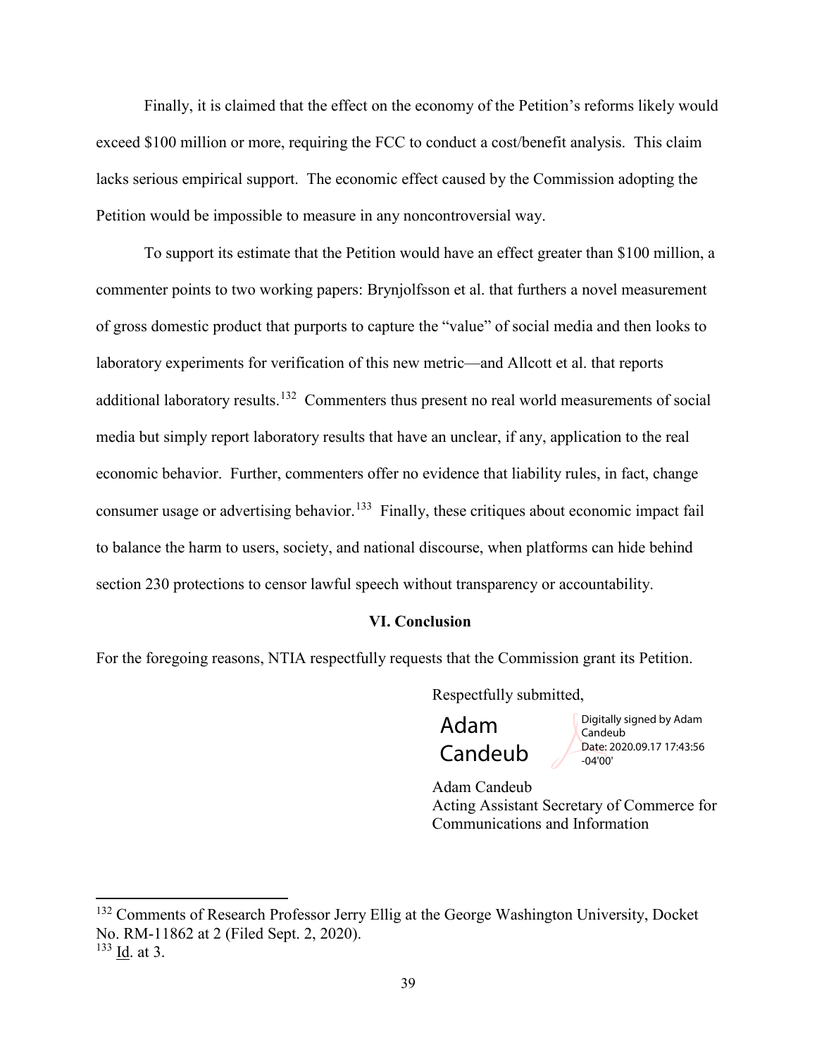Finally, it is claimed that the effect on the economy of the Petition's reforms likely would exceed $100 million or more, requiring the FCC to conduct a cost/benefit analysis. This claim lacks serious empirical support. The economic effect caused by the Commission adopting the Petition would be impossible to measure in any noncontroversial way.

To support its estimate that the Petition would have an effect greater than $100 million, a commenter points to two working papers: Brynjolfsson et al. that furthers a novel measurement of gross domestic product that purports to capture the "value" of social media and then looks to laboratory experiments for verification of this new metric—and Allcott et al. that reports additional laboratory results.[132] Commenters thus present no real world measurements of social media but simply report laboratory results that have an unclear, if any, application to the real economic behavior. Further, commenters offer no evidence that liability rules, in fact, change consumer usage or advertising behavior.[133] Finally, these critiques about economic impact fail to balance the harm to users, society, and national discourse, when platforms can hide behind section 230 protections to censor lawful speech without transparency or accountability.

## VI. Conclusion

For the foregoing reasons, NTIA respectfully requests that the Commission grant its Petition.

Respectfully submitted,

Adam Candeub

Digitally signed by Adam Candeub
Date: 2020.09.17 17:43:56 -04'00'

Adam Candeub
Acting Assistant Secretary of Commerce for Communications and Information

---

[132] Comments of Research Professor Jerry Ellig at the George Washington University, Docket No. RM-11862 at 2 (Filed Sept. 2, 2020).

[133] Id. at 3.